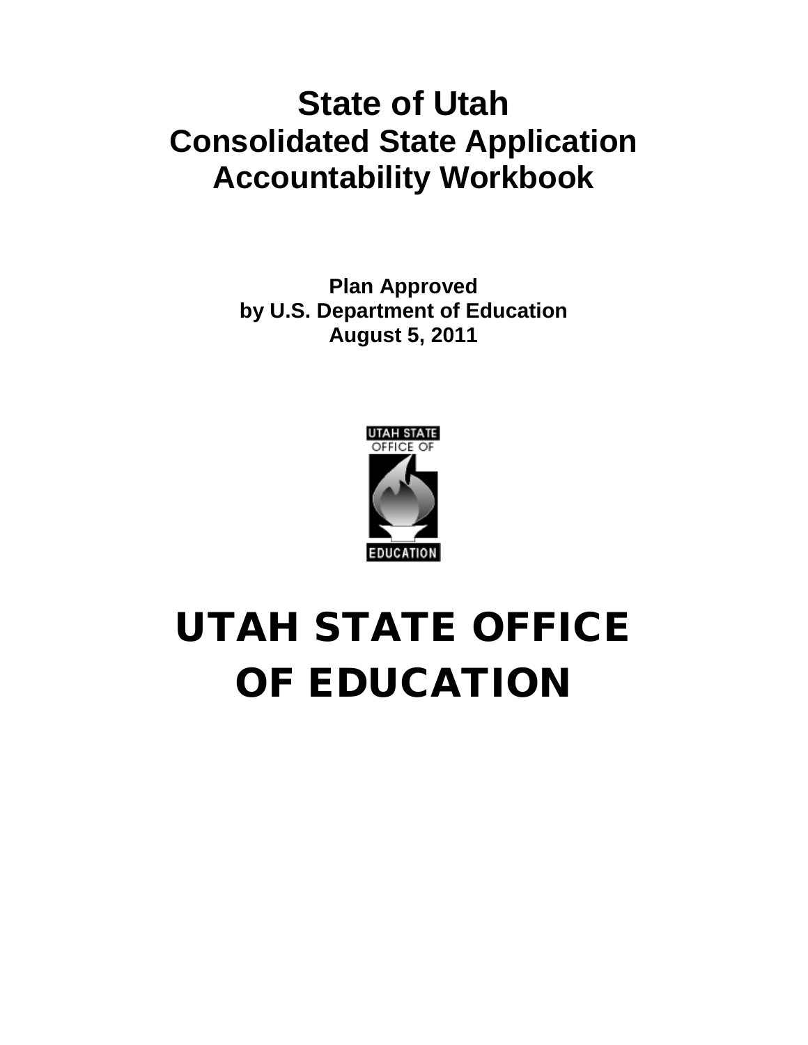# State of Utah
# Consolidated State Application Accountability Workbook

**Plan Approved**
**by U.S. Department of Education**
**August 5, 2011**

UTAH STATE OFFICE OF

EDUCATION

# UTAH STATE OFFICE OF EDUCATION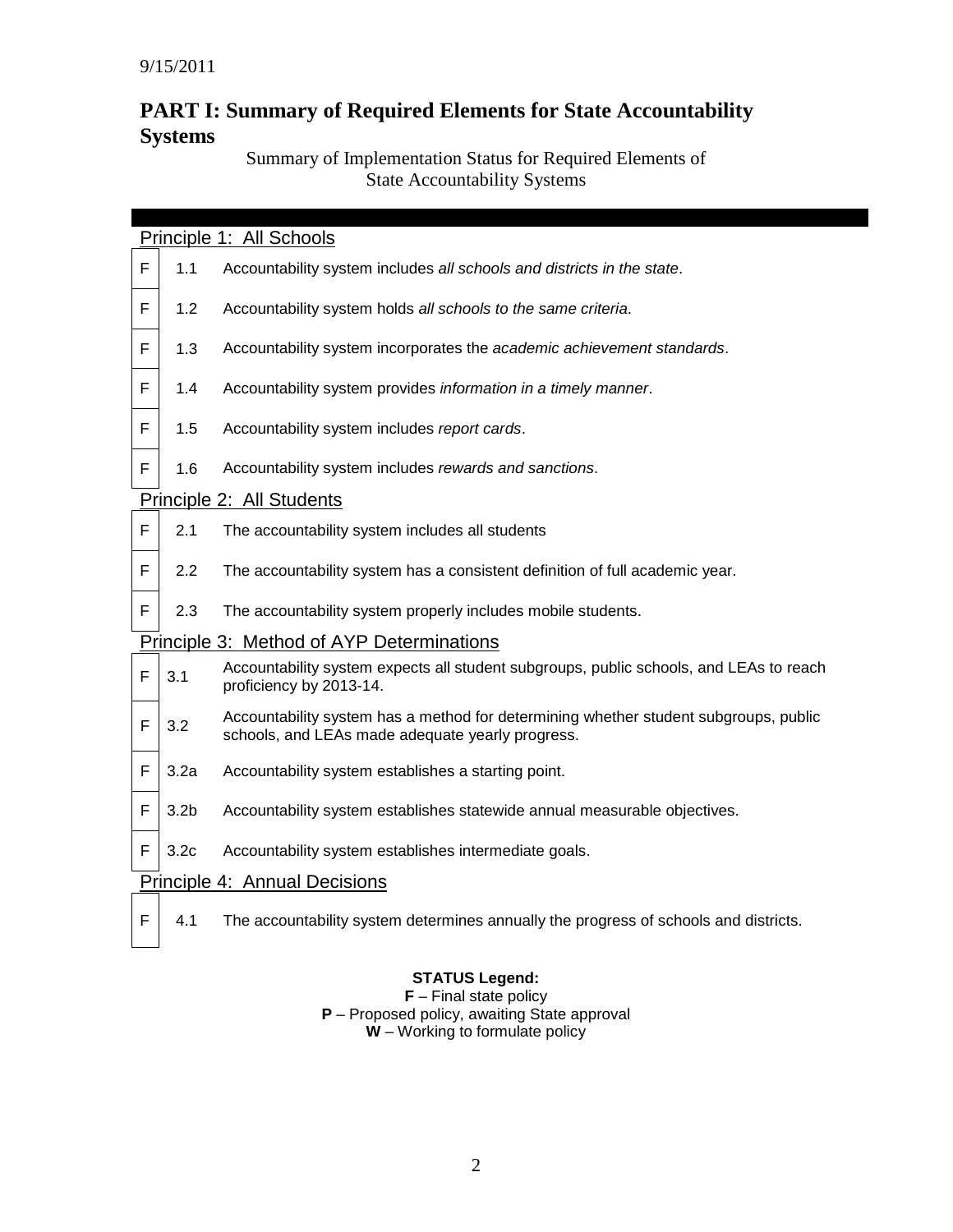9/15/2011

## PART I: Summary of Required Elements for State Accountability Systems

Summary of Implementation Status for Required Elements of State Accountability Systems

### Principle 1: All Schools

| Status | Element | Description |
|---|---|---|
| F | 1.1 | Accountability system includes *all schools and districts in the state*. |
| F | 1.2 | Accountability system holds *all schools to the same criteria*. |
| F | 1.3 | Accountability system incorporates the *academic achievement standards*. |
| F | 1.4 | Accountability system provides *information in a timely manner*. |
| F | 1.5 | Accountability system includes *report cards*. |
| F | 1.6 | Accountability system includes *rewards and sanctions*. |

### Principle 2: All Students

| Status | Element | Description |
|---|---|---|
| F | 2.1 | The accountability system includes all students |
| F | 2.2 | The accountability system has a consistent definition of full academic year. |
| F | 2.3 | The accountability system properly includes mobile students. |

### Principle 3: Method of AYP Determinations

| Status | Element | Description |
|---|---|---|
| F | 3.1 | Accountability system expects all student subgroups, public schools, and LEAs to reach proficiency by 2013-14. |
| F | 3.2 | Accountability system has a method for determining whether student subgroups, public schools, and LEAs made adequate yearly progress. |
| F | 3.2a | Accountability system establishes a starting point. |
| F | 3.2b | Accountability system establishes statewide annual measurable objectives. |
| F | 3.2c | Accountability system establishes intermediate goals. |

### Principle 4: Annual Decisions

| Status | Element | Description |
|---|---|---|
| F | 4.1 | The accountability system determines annually the progress of schools and districts. |

**STATUS Legend:**

**F** – Final state policy
**P** – Proposed policy, awaiting State approval
**W** – Working to formulate policy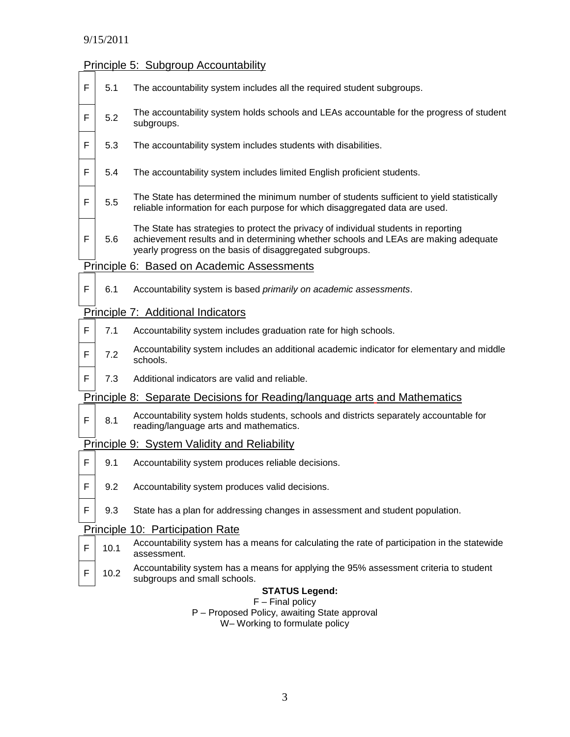9/15/2011

## Principle 5: Subgroup Accountability

| | | |
|---|---|---|
| F | 5.1 | The accountability system includes all the required student subgroups. |
| F | 5.2 | The accountability system holds schools and LEAs accountable for the progress of student subgroups. |
| F | 5.3 | The accountability system includes students with disabilities. |
| F | 5.4 | The accountability system includes limited English proficient students. |
| F | 5.5 | The State has determined the minimum number of students sufficient to yield statistically reliable information for each purpose for which disaggregated data are used. |
| F | 5.6 | The State has strategies to protect the privacy of individual students in reporting achievement results and in determining whether schools and LEAs are making adequate yearly progress on the basis of disaggregated subgroups. |

## Principle 6: Based on Academic Assessments

| | | |
|---|---|---|
| F | 6.1 | Accountability system is based *primarily on academic assessments*. |

## Principle 7: Additional Indicators

| | | |
|---|---|---|
| F | 7.1 | Accountability system includes graduation rate for high schools. |
| F | 7.2 | Accountability system includes an additional academic indicator for elementary and middle schools. |
| F | 7.3 | Additional indicators are valid and reliable. |

## Principle 8: Separate Decisions for Reading/language arts and Mathematics

| | | |
|---|---|---|
| F | 8.1 | Accountability system holds students, schools and districts separately accountable for reading/language arts and mathematics. |

## Principle 9: System Validity and Reliability

| | | |
|---|---|---|
| F | 9.1 | Accountability system produces reliable decisions. |
| F | 9.2 | Accountability system produces valid decisions. |
| F | 9.3 | State has a plan for addressing changes in assessment and student population. |

## Principle 10: Participation Rate

| | | |
|---|---|---|
| F | 10.1 | Accountability system has a means for calculating the rate of participation in the statewide assessment. |
| F | 10.2 | Accountability system has a means for applying the 95% assessment criteria to student subgroups and small schools. |

**STATUS Legend:**

F – Final policy

P – Proposed Policy, awaiting State approval

W– Working to formulate policy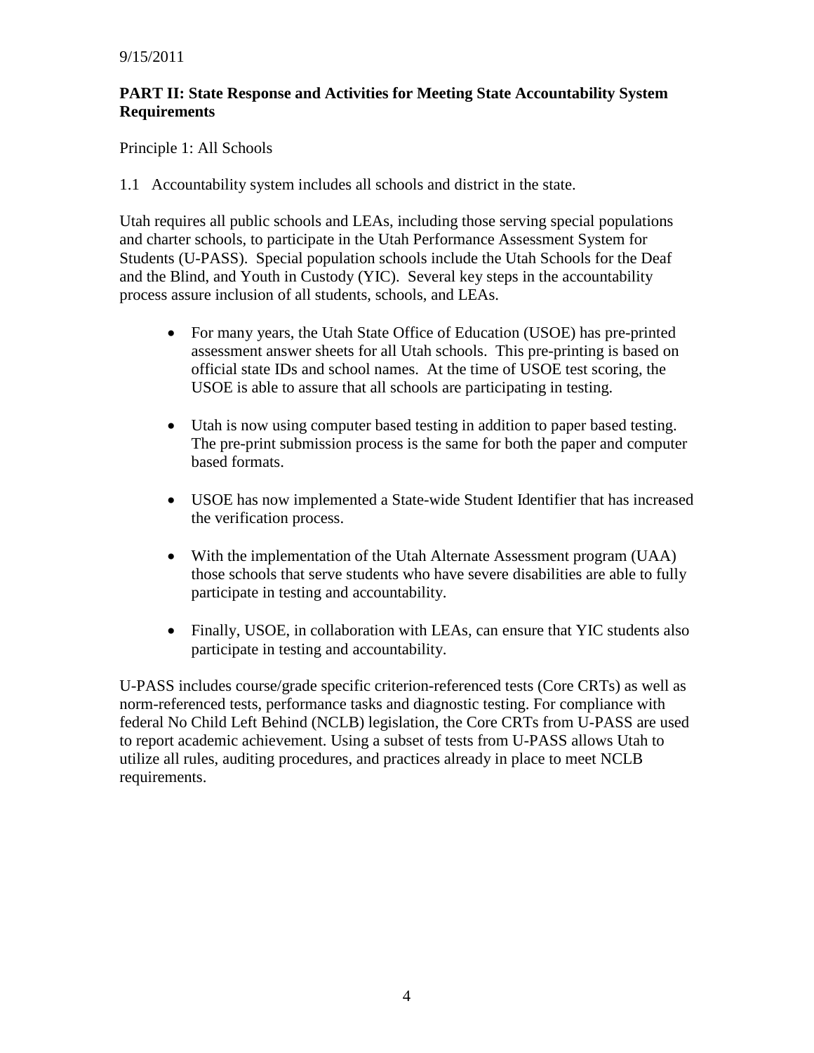9/15/2011

**PART II: State Response and Activities for Meeting State Accountability System Requirements**

Principle 1: All Schools

1.1 Accountability system includes all schools and district in the state.

Utah requires all public schools and LEAs, including those serving special populations and charter schools, to participate in the Utah Performance Assessment System for Students (U-PASS). Special population schools include the Utah Schools for the Deaf and the Blind, and Youth in Custody (YIC). Several key steps in the accountability process assure inclusion of all students, schools, and LEAs.

- For many years, the Utah State Office of Education (USOE) has pre-printed assessment answer sheets for all Utah schools. This pre-printing is based on official state IDs and school names. At the time of USOE test scoring, the USOE is able to assure that all schools are participating in testing.
- Utah is now using computer based testing in addition to paper based testing. The pre-print submission process is the same for both the paper and computer based formats.
- USOE has now implemented a State-wide Student Identifier that has increased the verification process.
- With the implementation of the Utah Alternate Assessment program (UAA) those schools that serve students who have severe disabilities are able to fully participate in testing and accountability.
- Finally, USOE, in collaboration with LEAs, can ensure that YIC students also participate in testing and accountability.

U-PASS includes course/grade specific criterion-referenced tests (Core CRTs) as well as norm-referenced tests, performance tasks and diagnostic testing. For compliance with federal No Child Left Behind (NCLB) legislation, the Core CRTs from U-PASS are used to report academic achievement. Using a subset of tests from U-PASS allows Utah to utilize all rules, auditing procedures, and practices already in place to meet NCLB requirements.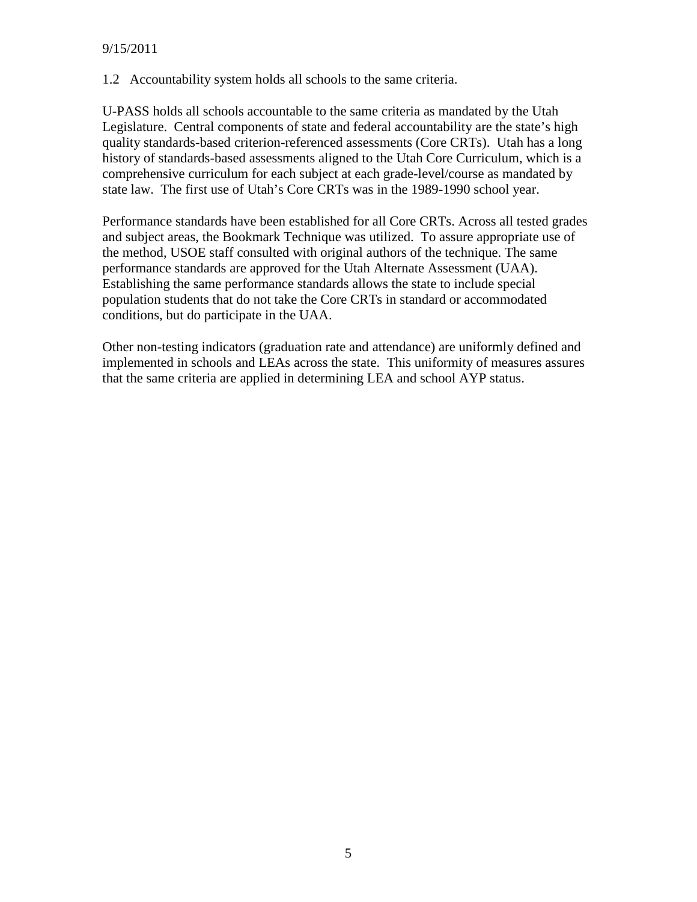1.2 Accountability system holds all schools to the same criteria.

U-PASS holds all schools accountable to the same criteria as mandated by the Utah Legislature. Central components of state and federal accountability are the state's high quality standards-based criterion-referenced assessments (Core CRTs). Utah has a long history of standards-based assessments aligned to the Utah Core Curriculum, which is a comprehensive curriculum for each subject at each grade-level/course as mandated by state law. The first use of Utah's Core CRTs was in the 1989-1990 school year.

Performance standards have been established for all Core CRTs. Across all tested grades and subject areas, the Bookmark Technique was utilized. To assure appropriate use of the method, USOE staff consulted with original authors of the technique. The same performance standards are approved for the Utah Alternate Assessment (UAA). Establishing the same performance standards allows the state to include special population students that do not take the Core CRTs in standard or accommodated conditions, but do participate in the UAA.

Other non-testing indicators (graduation rate and attendance) are uniformly defined and implemented in schools and LEAs across the state. This uniformity of measures assures that the same criteria are applied in determining LEA and school AYP status.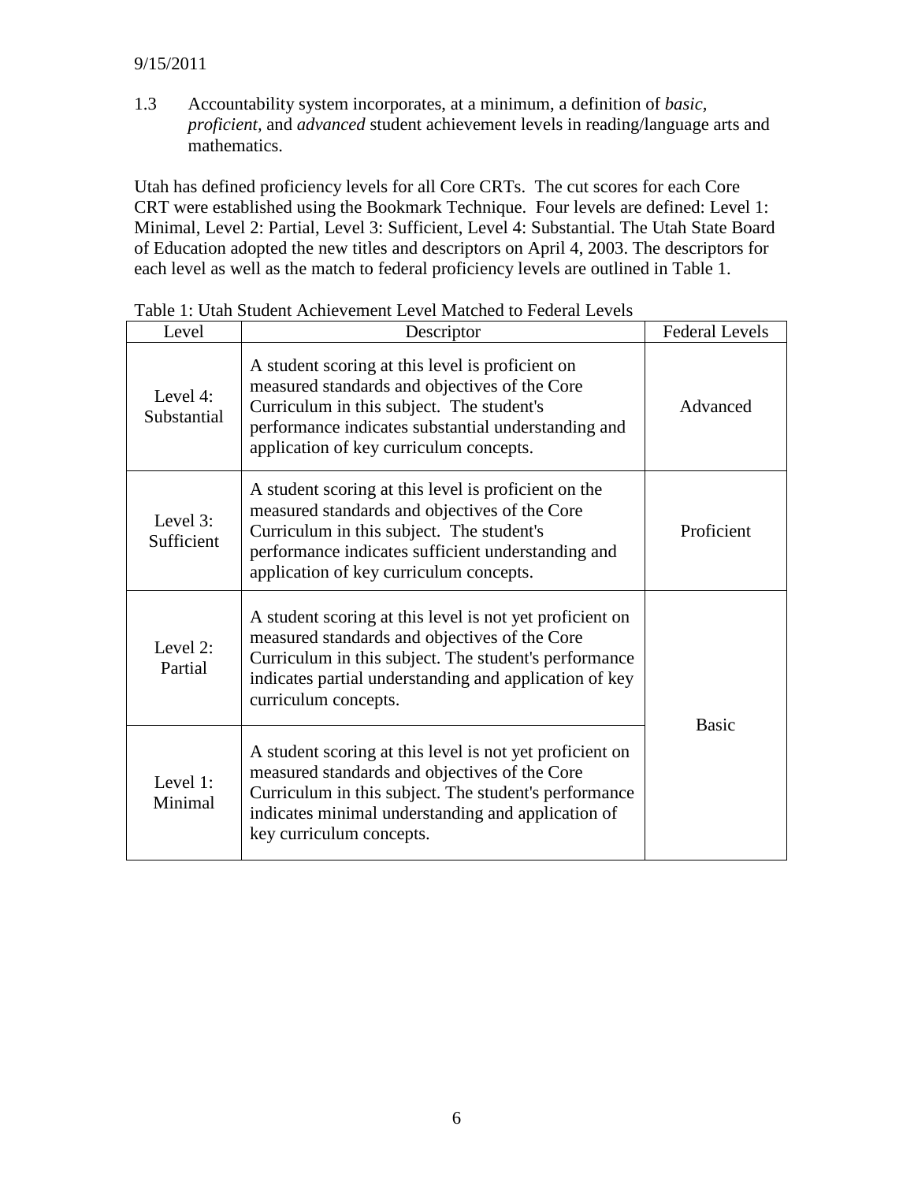9/15/2011

1.3 Accountability system incorporates, at a minimum, a definition of *basic*, *proficient*, and *advanced* student achievement levels in reading/language arts and mathematics.

Utah has defined proficiency levels for all Core CRTs. The cut scores for each Core CRT were established using the Bookmark Technique. Four levels are defined: Level 1: Minimal, Level 2: Partial, Level 3: Sufficient, Level 4: Substantial. The Utah State Board of Education adopted the new titles and descriptors on April 4, 2003. The descriptors for each level as well as the match to federal proficiency levels are outlined in Table 1.

Table 1: Utah Student Achievement Level Matched to Federal Levels

| Level | Descriptor | Federal Levels |
|---|---|---|
| Level 4: Substantial | A student scoring at this level is proficient on measured standards and objectives of the Core Curriculum in this subject. The student's performance indicates substantial understanding and application of key curriculum concepts. | Advanced |
| Level 3: Sufficient | A student scoring at this level is proficient on the measured standards and objectives of the Core Curriculum in this subject. The student's performance indicates sufficient understanding and application of key curriculum concepts. | Proficient |
| Level 2: Partial | A student scoring at this level is not yet proficient on measured standards and objectives of the Core Curriculum in this subject. The student's performance indicates partial understanding and application of key curriculum concepts. | Basic |
| Level 1: Minimal | A student scoring at this level is not yet proficient on measured standards and objectives of the Core Curriculum in this subject. The student's performance indicates minimal understanding and application of key curriculum concepts. | |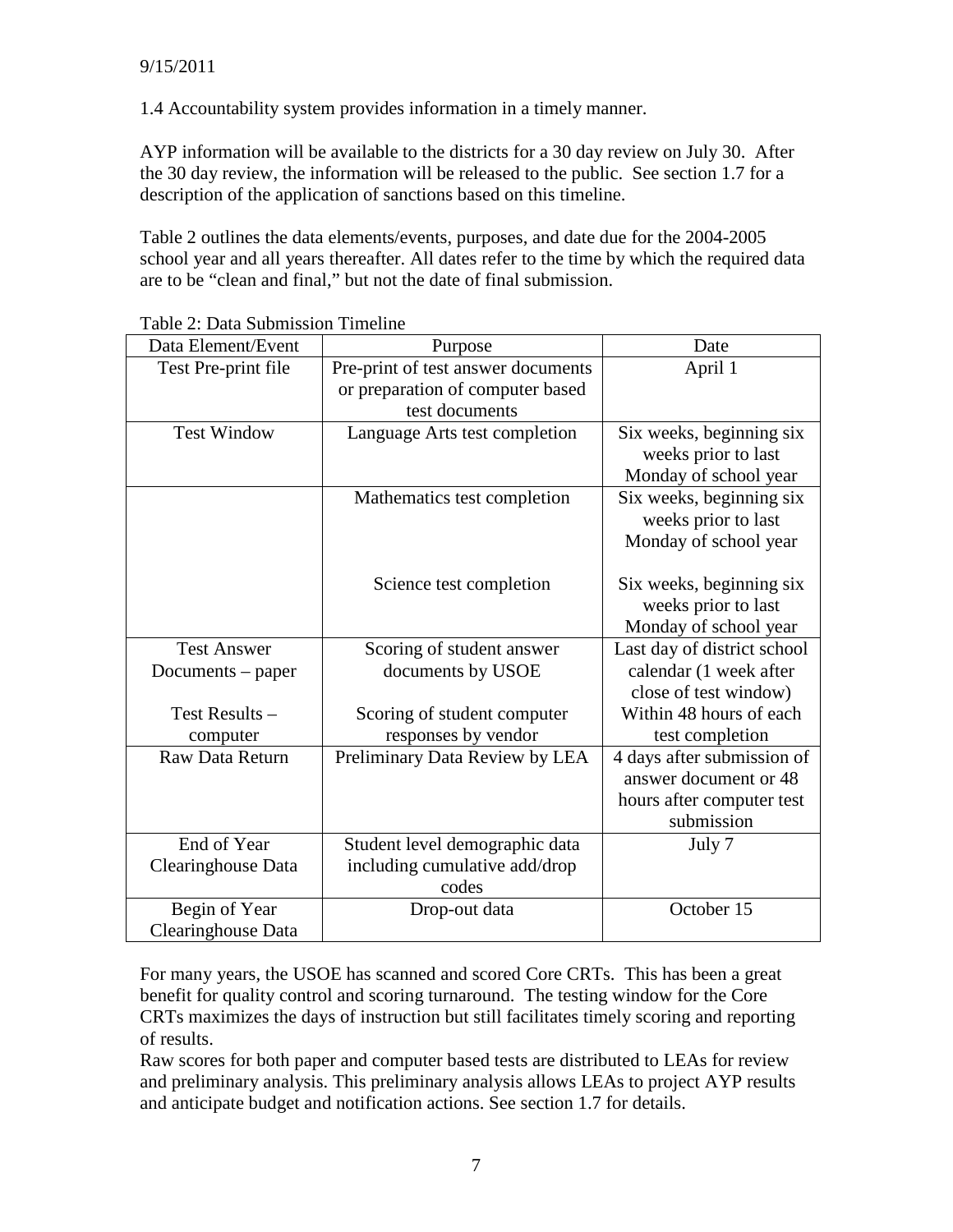9/15/2011

1.4 Accountability system provides information in a timely manner.

AYP information will be available to the districts for a 30 day review on July 30. After the 30 day review, the information will be released to the public. See section 1.7 for a description of the application of sanctions based on this timeline.

Table 2 outlines the data elements/events, purposes, and date due for the 2004-2005 school year and all years thereafter. All dates refer to the time by which the required data are to be "clean and final," but not the date of final submission.

Table 2: Data Submission Timeline

| Data Element/Event | Purpose | Date |
|---|---|---|
| Test Pre-print file | Pre-print of test answer documents or preparation of computer based test documents | April 1 |
| Test Window | Language Arts test completion | Six weeks, beginning six weeks prior to last Monday of school year |
| | Mathematics test completion<br><br>Science test completion | Six weeks, beginning six weeks prior to last Monday of school year<br><br>Six weeks, beginning six weeks prior to last Monday of school year |
| Test Answer Documents – paper<br><br>Test Results – computer | Scoring of student answer documents by USOE<br><br>Scoring of student computer responses by vendor | Last day of district school calendar (1 week after close of test window)<br>Within 48 hours of each test completion |
| Raw Data Return | Preliminary Data Review by LEA | 4 days after submission of answer document or 48 hours after computer test submission |
| End of Year Clearinghouse Data | Student level demographic data including cumulative add/drop codes | July 7 |
| Begin of Year Clearinghouse Data | Drop-out data | October 15 |

For many years, the USOE has scanned and scored Core CRTs. This has been a great benefit for quality control and scoring turnaround. The testing window for the Core CRTs maximizes the days of instruction but still facilitates timely scoring and reporting of results.

Raw scores for both paper and computer based tests are distributed to LEAs for review and preliminary analysis. This preliminary analysis allows LEAs to project AYP results and anticipate budget and notification actions. See section 1.7 for details.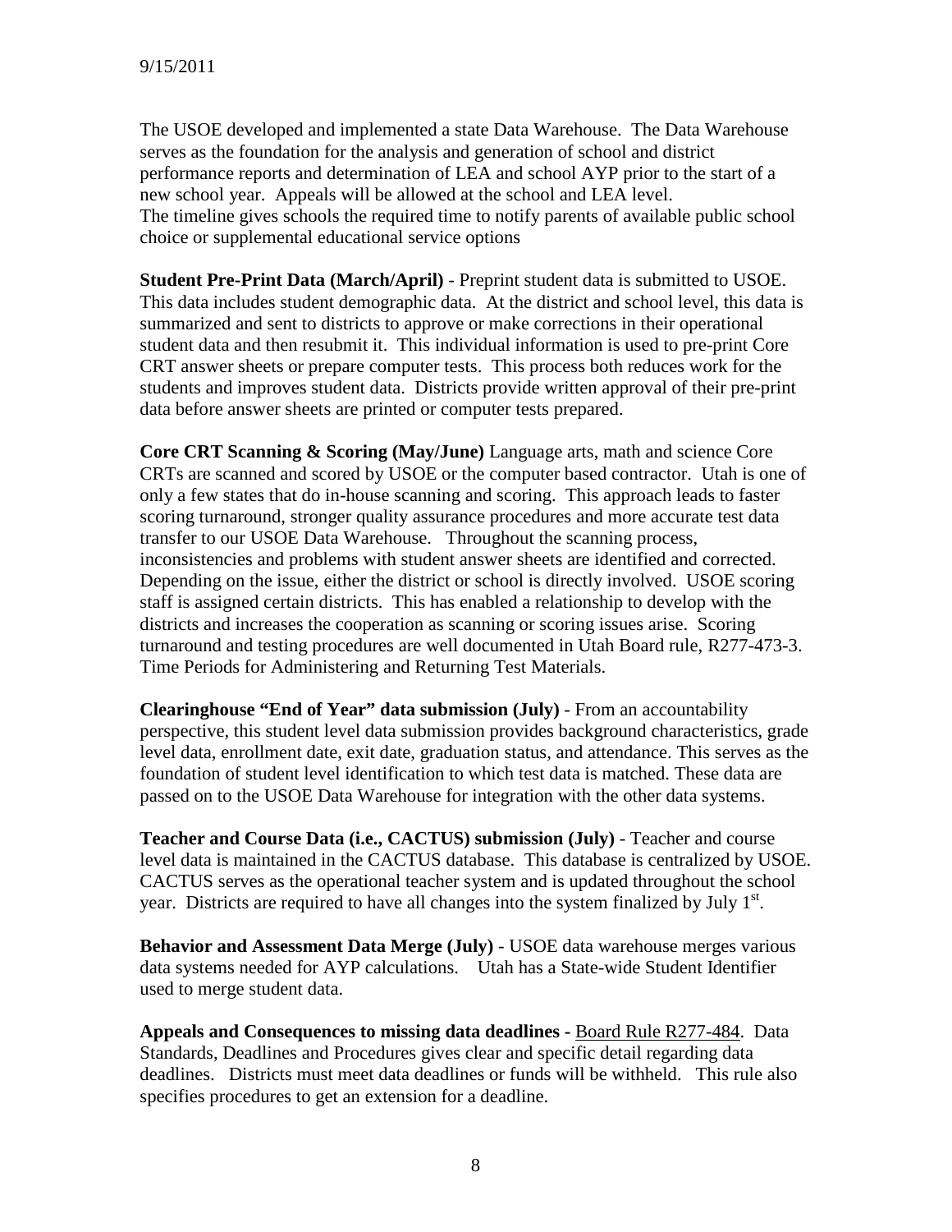9/15/2011

The USOE developed and implemented a state Data Warehouse. The Data Warehouse serves as the foundation for the analysis and generation of school and district performance reports and determination of LEA and school AYP prior to the start of a new school year. Appeals will be allowed at the school and LEA level. The timeline gives schools the required time to notify parents of available public school choice or supplemental educational service options

**Student Pre-Print Data (March/April)** - Preprint student data is submitted to USOE. This data includes student demographic data. At the district and school level, this data is summarized and sent to districts to approve or make corrections in their operational student data and then resubmit it. This individual information is used to pre-print Core CRT answer sheets or prepare computer tests. This process both reduces work for the students and improves student data. Districts provide written approval of their pre-print data before answer sheets are printed or computer tests prepared.

**Core CRT Scanning & Scoring (May/June)** Language arts, math and science Core CRTs are scanned and scored by USOE or the computer based contractor. Utah is one of only a few states that do in-house scanning and scoring. This approach leads to faster scoring turnaround, stronger quality assurance procedures and more accurate test data transfer to our USOE Data Warehouse. Throughout the scanning process, inconsistencies and problems with student answer sheets are identified and corrected. Depending on the issue, either the district or school is directly involved. USOE scoring staff is assigned certain districts. This has enabled a relationship to develop with the districts and increases the cooperation as scanning or scoring issues arise. Scoring turnaround and testing procedures are well documented in Utah Board rule, R277-473-3. Time Periods for Administering and Returning Test Materials.

**Clearinghouse "End of Year" data submission (July)** - From an accountability perspective, this student level data submission provides background characteristics, grade level data, enrollment date, exit date, graduation status, and attendance. This serves as the foundation of student level identification to which test data is matched. These data are passed on to the USOE Data Warehouse for integration with the other data systems.

**Teacher and Course Data (i.e., CACTUS) submission (July)** - Teacher and course level data is maintained in the CACTUS database. This database is centralized by USOE. CACTUS serves as the operational teacher system and is updated throughout the school year. Districts are required to have all changes into the system finalized by July 1st.

**Behavior and Assessment Data Merge (July)** - USOE data warehouse merges various data systems needed for AYP calculations. Utah has a State-wide Student Identifier used to merge student data.

**Appeals and Consequences to missing data deadlines -** Board Rule R277-484. Data Standards, Deadlines and Procedures gives clear and specific detail regarding data deadlines. Districts must meet data deadlines or funds will be withheld. This rule also specifies procedures to get an extension for a deadline.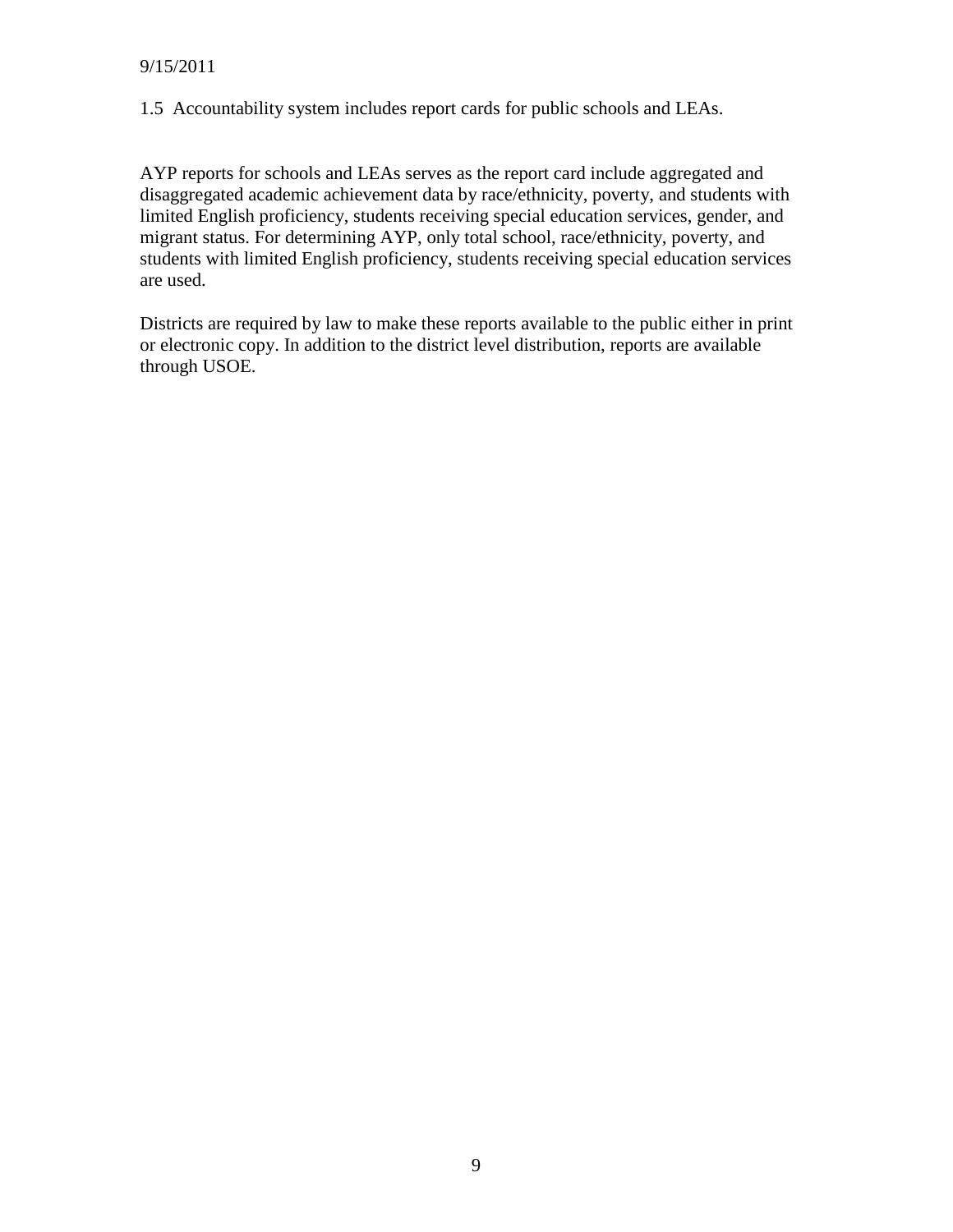1.5 Accountability system includes report cards for public schools and LEAs.

AYP reports for schools and LEAs serves as the report card include aggregated and disaggregated academic achievement data by race/ethnicity, poverty, and students with limited English proficiency, students receiving special education services, gender, and migrant status. For determining AYP, only total school, race/ethnicity, poverty, and students with limited English proficiency, students receiving special education services are used.

Districts are required by law to make these reports available to the public either in print or electronic copy. In addition to the district level distribution, reports are available through USOE.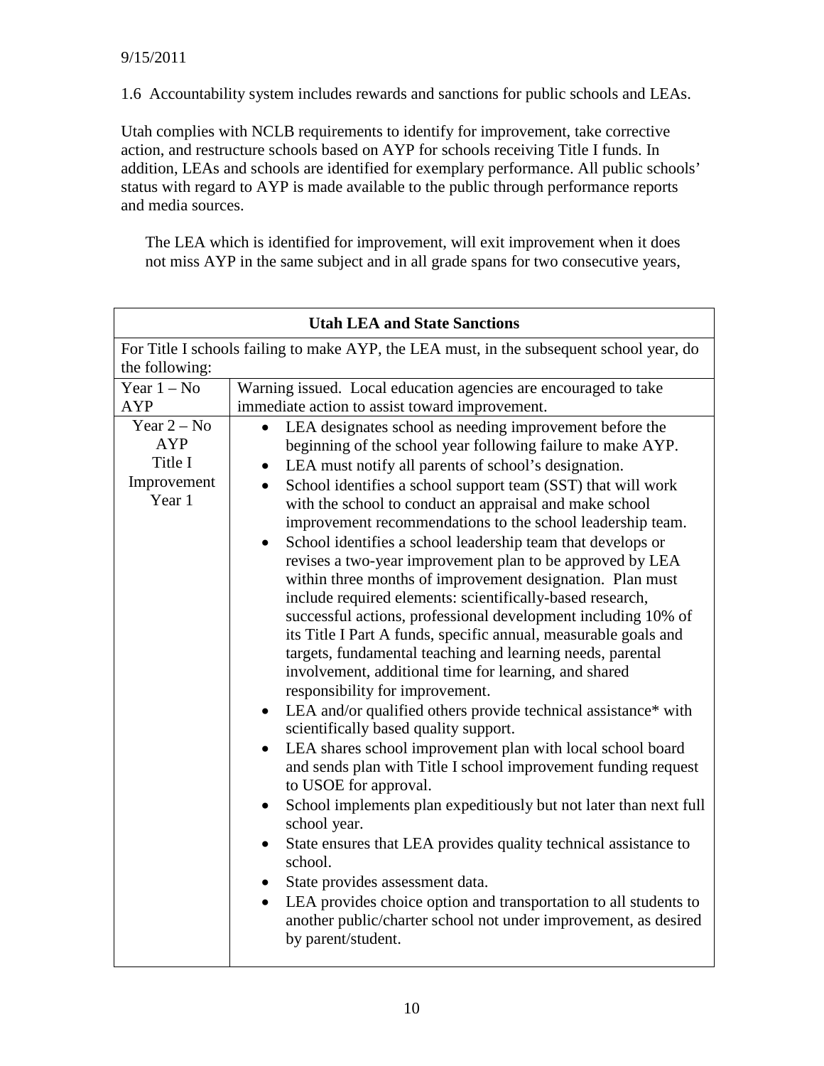9/15/2011

1.6 Accountability system includes rewards and sanctions for public schools and LEAs.

Utah complies with NCLB requirements to identify for improvement, take corrective action, and restructure schools based on AYP for schools receiving Title I funds. In addition, LEAs and schools are identified for exemplary performance. All public schools' status with regard to AYP is made available to the public through performance reports and media sources.

The LEA which is identified for improvement, will exit improvement when it does not miss AYP in the same subject and in all grade spans for two consecutive years,

| Utah LEA and State Sanctions | |
|---|---|
| For Title I schools failing to make AYP, the LEA must, in the subsequent school year, do the following: | |
| Year 1 – No AYP | Warning issued. Local education agencies are encouraged to take immediate action to assist toward improvement. |
| Year 2 – No AYP Title I Improvement Year 1 | • LEA designates school as needing improvement before the beginning of the school year following failure to make AYP.<br>• LEA must notify all parents of school's designation.<br>• School identifies a school support team (SST) that will work with the school to conduct an appraisal and make school improvement recommendations to the school leadership team.<br>• School identifies a school leadership team that develops or revises a two-year improvement plan to be approved by LEA within three months of improvement designation. Plan must include required elements: scientifically-based research, successful actions, professional development including 10% of its Title I Part A funds, specific annual, measurable goals and targets, fundamental teaching and learning needs, parental involvement, additional time for learning, and shared responsibility for improvement.<br>• LEA and/or qualified others provide technical assistance* with scientifically based quality support.<br>• LEA shares school improvement plan with local school board and sends plan with Title I school improvement funding request to USOE for approval.<br>• School implements plan expeditiously but not later than next full school year.<br>• State ensures that LEA provides quality technical assistance to school.<br>• State provides assessment data.<br>• LEA provides choice option and transportation to all students to another public/charter school not under improvement, as desired by parent/student. |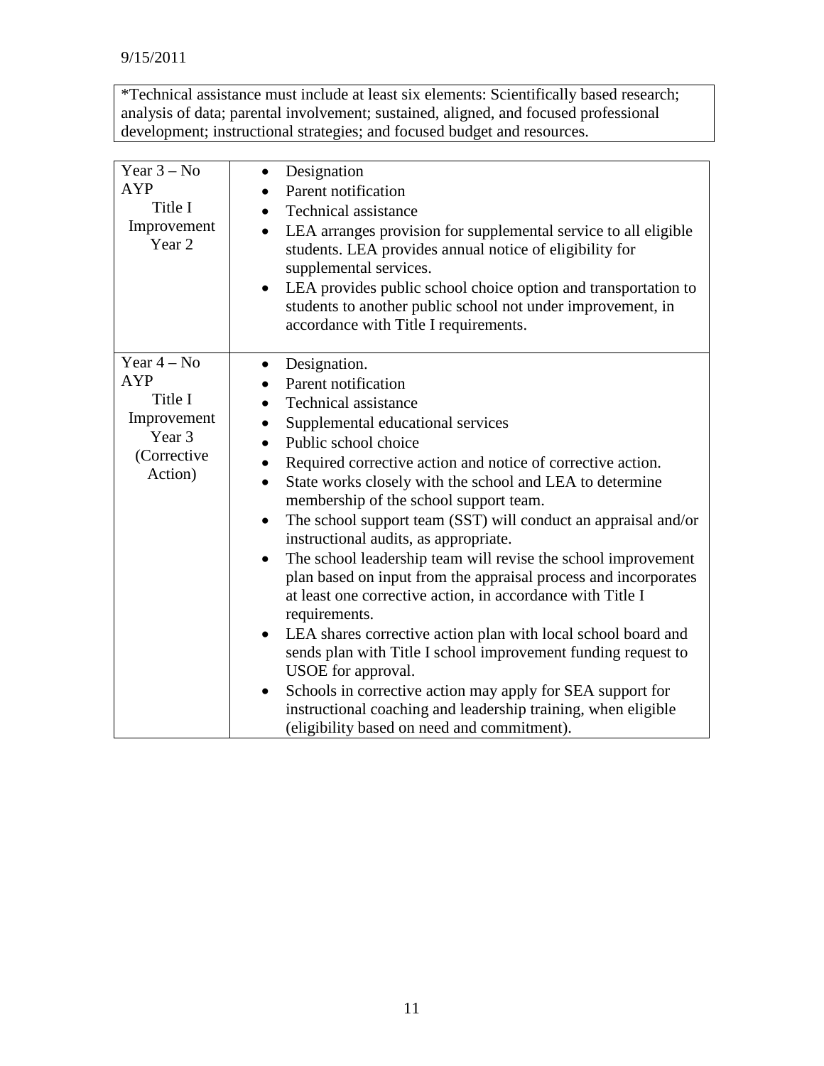9/15/2011

*Technical assistance must include at least six elements: Scientifically based research; analysis of data; parental involvement; sustained, aligned, and focused professional development; instructional strategies; and focused budget and resources.

| | |
|---|---|
| Year 3 – No AYP<br>Title I Improvement Year 2 | • Designation<br>• Parent notification<br>• Technical assistance<br>• LEA arranges provision for supplemental service to all eligible students. LEA provides annual notice of eligibility for supplemental services.<br>• LEA provides public school choice option and transportation to students to another public school not under improvement, in accordance with Title I requirements. |
| Year 4 – No AYP<br>Title I Improvement Year 3 (Corrective Action) | • Designation.<br>• Parent notification<br>• Technical assistance<br>• Supplemental educational services<br>• Public school choice<br>• Required corrective action and notice of corrective action.<br>• State works closely with the school and LEA to determine membership of the school support team.<br>• The school support team (SST) will conduct an appraisal and/or instructional audits, as appropriate.<br>• The school leadership team will revise the school improvement plan based on input from the appraisal process and incorporates at least one corrective action, in accordance with Title I requirements.<br>• LEA shares corrective action plan with local school board and sends plan with Title I school improvement funding request to USOE for approval.<br>• Schools in corrective action may apply for SEA support for instructional coaching and leadership training, when eligible (eligibility based on need and commitment). |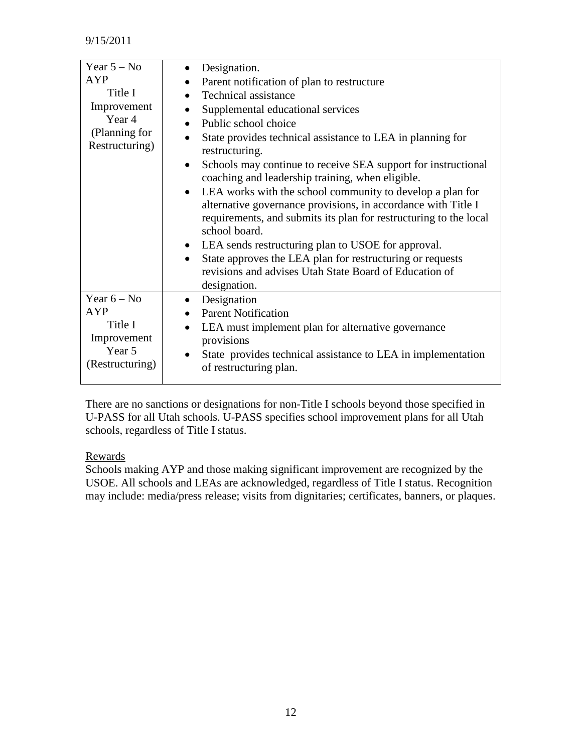| | |
|---|---|
| Year 5 – No AYP<br>Title I Improvement Year 4 (Planning for Restructuring) | • Designation.<br>• Parent notification of plan to restructure<br>• Technical assistance<br>• Supplemental educational services<br>• Public school choice<br>• State provides technical assistance to LEA in planning for restructuring.<br>• Schools may continue to receive SEA support for instructional coaching and leadership training, when eligible.<br>• LEA works with the school community to develop a plan for alternative governance provisions, in accordance with Title I requirements, and submits its plan for restructuring to the local school board.<br>• LEA sends restructuring plan to USOE for approval.<br>• State approves the LEA plan for restructuring or requests revisions and advises Utah State Board of Education of designation. |
| Year 6 – No AYP<br>Title I Improvement Year 5 (Restructuring) | • Designation<br>• Parent Notification<br>• LEA must implement plan for alternative governance provisions<br>• State provides technical assistance to LEA in implementation of restructuring plan. |

There are no sanctions or designations for non-Title I schools beyond those specified in U-PASS for all Utah schools. U-PASS specifies school improvement plans for all Utah schools, regardless of Title I status.

Rewards

Schools making AYP and those making significant improvement are recognized by the USOE. All schools and LEAs are acknowledged, regardless of Title I status. Recognition may include: media/press release; visits from dignitaries; certificates, banners, or plaques.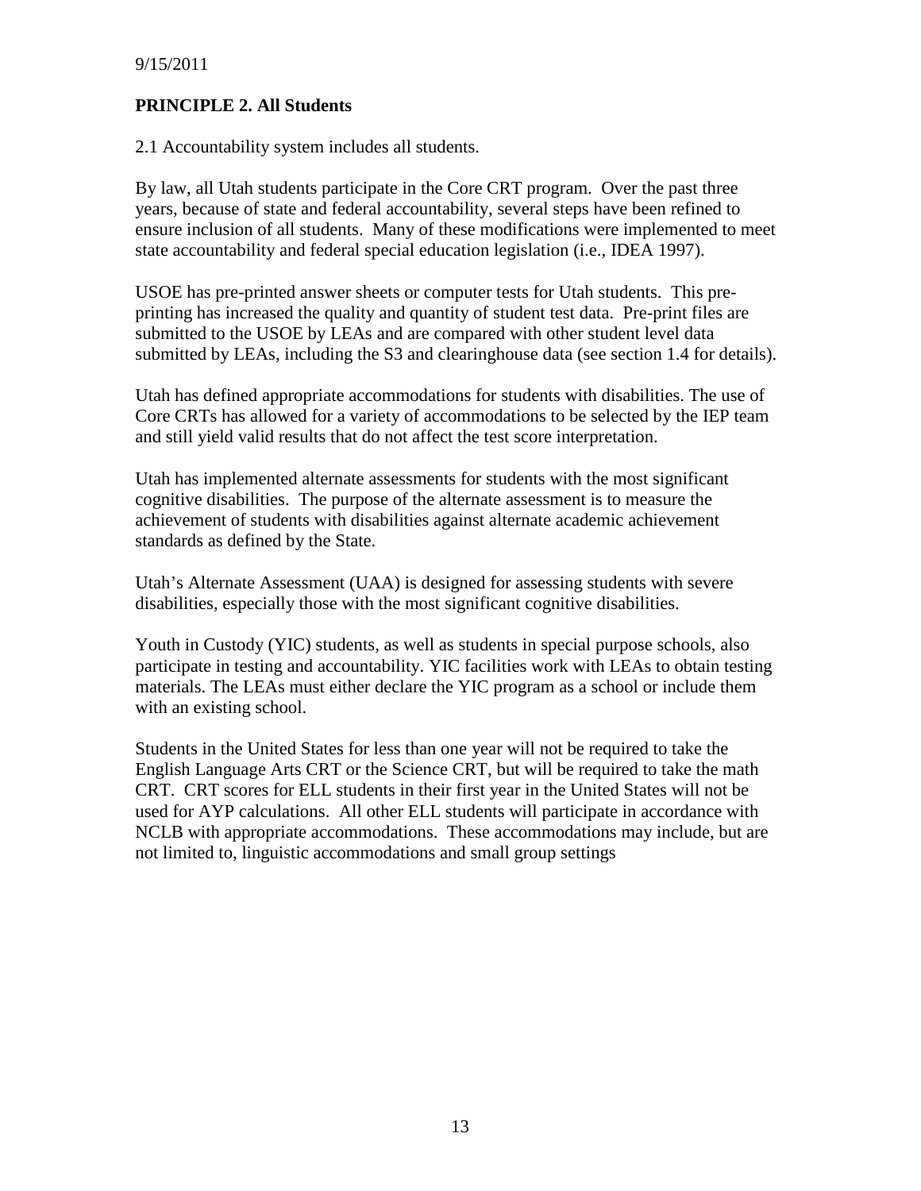## PRINCIPLE 2. All Students

2.1 Accountability system includes all students.

By law, all Utah students participate in the Core CRT program. Over the past three years, because of state and federal accountability, several steps have been refined to ensure inclusion of all students. Many of these modifications were implemented to meet state accountability and federal special education legislation (i.e., IDEA 1997).

USOE has pre-printed answer sheets or computer tests for Utah students. This pre-printing has increased the quality and quantity of student test data. Pre-print files are submitted to the USOE by LEAs and are compared with other student level data submitted by LEAs, including the S3 and clearinghouse data (see section 1.4 for details).

Utah has defined appropriate accommodations for students with disabilities. The use of Core CRTs has allowed for a variety of accommodations to be selected by the IEP team and still yield valid results that do not affect the test score interpretation.

Utah has implemented alternate assessments for students with the most significant cognitive disabilities. The purpose of the alternate assessment is to measure the achievement of students with disabilities against alternate academic achievement standards as defined by the State.

Utah's Alternate Assessment (UAA) is designed for assessing students with severe disabilities, especially those with the most significant cognitive disabilities.

Youth in Custody (YIC) students, as well as students in special purpose schools, also participate in testing and accountability. YIC facilities work with LEAs to obtain testing materials. The LEAs must either declare the YIC program as a school or include them with an existing school.

Students in the United States for less than one year will not be required to take the English Language Arts CRT or the Science CRT, but will be required to take the math CRT. CRT scores for ELL students in their first year in the United States will not be used for AYP calculations. All other ELL students will participate in accordance with NCLB with appropriate accommodations. These accommodations may include, but are not limited to, linguistic accommodations and small group settings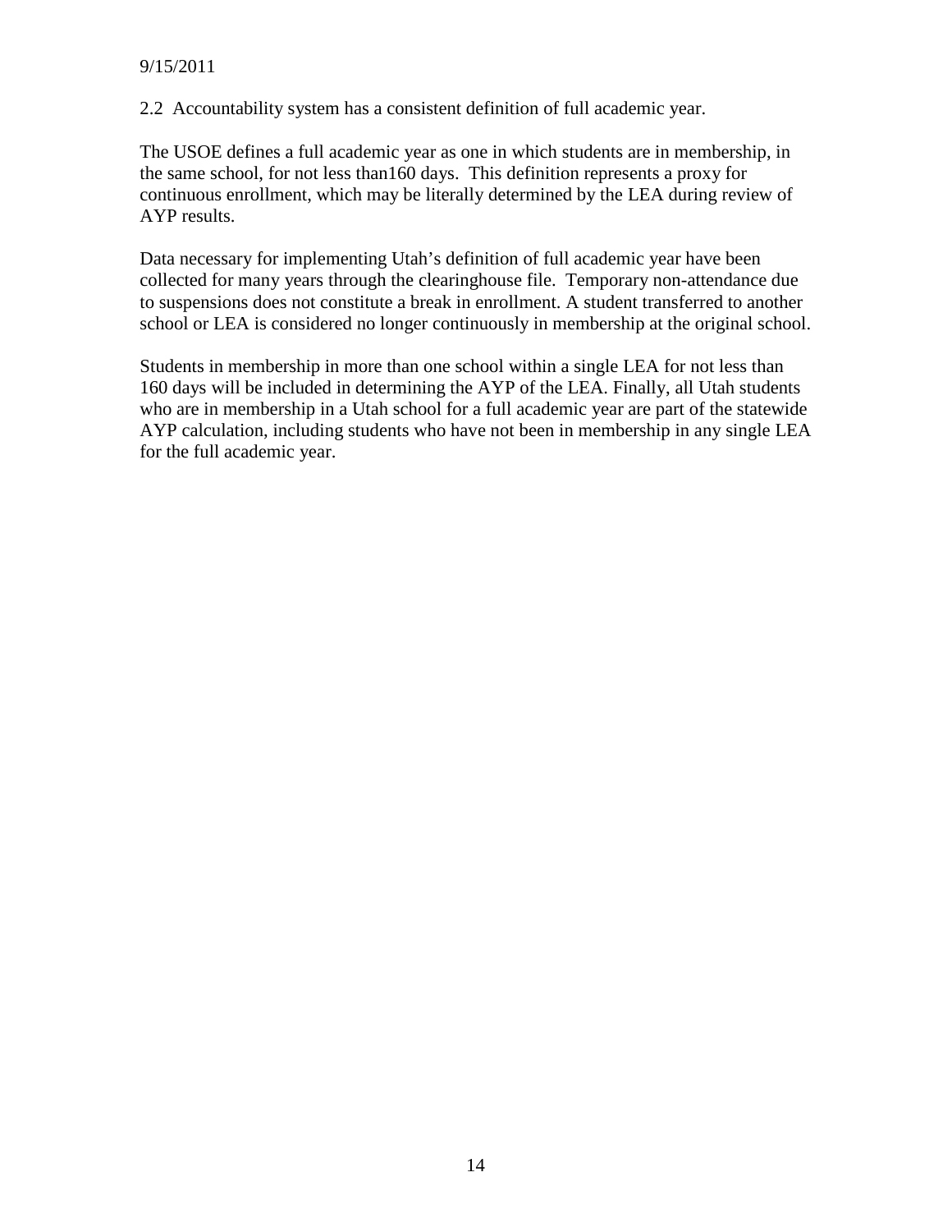9/15/2011

2.2 Accountability system has a consistent definition of full academic year.

The USOE defines a full academic year as one in which students are in membership, in the same school, for not less than160 days. This definition represents a proxy for continuous enrollment, which may be literally determined by the LEA during review of AYP results.

Data necessary for implementing Utah's definition of full academic year have been collected for many years through the clearinghouse file. Temporary non-attendance due to suspensions does not constitute a break in enrollment. A student transferred to another school or LEA is considered no longer continuously in membership at the original school.

Students in membership in more than one school within a single LEA for not less than 160 days will be included in determining the AYP of the LEA. Finally, all Utah students who are in membership in a Utah school for a full academic year are part of the statewide AYP calculation, including students who have not been in membership in any single LEA for the full academic year.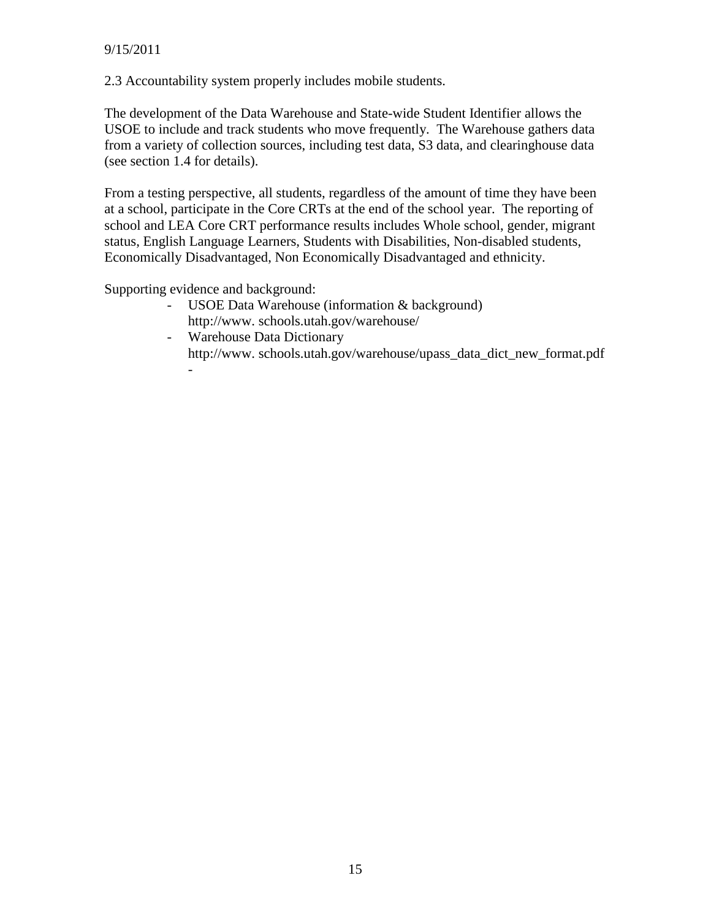2.3 Accountability system properly includes mobile students.

The development of the Data Warehouse and State-wide Student Identifier allows the USOE to include and track students who move frequently. The Warehouse gathers data from a variety of collection sources, including test data, S3 data, and clearinghouse data (see section 1.4 for details).

From a testing perspective, all students, regardless of the amount of time they have been at a school, participate in the Core CRTs at the end of the school year. The reporting of school and LEA Core CRT performance results includes Whole school, gender, migrant status, English Language Learners, Students with Disabilities, Non-disabled students, Economically Disadvantaged, Non Economically Disadvantaged and ethnicity.

Supporting evidence and background:

- USOE Data Warehouse (information & background)
  http://www. schools.utah.gov/warehouse/
- Warehouse Data Dictionary
  http://www. schools.utah.gov/warehouse/upass_data_dict_new_format.pdf
-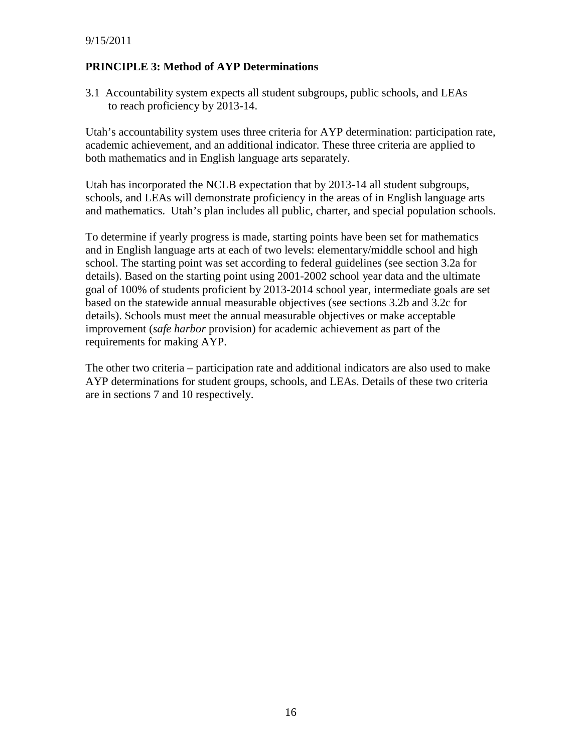9/15/2011

## PRINCIPLE 3: Method of AYP Determinations

3.1 Accountability system expects all student subgroups, public schools, and LEAs to reach proficiency by 2013-14.

Utah's accountability system uses three criteria for AYP determination: participation rate, academic achievement, and an additional indicator. These three criteria are applied to both mathematics and in English language arts separately.

Utah has incorporated the NCLB expectation that by 2013-14 all student subgroups, schools, and LEAs will demonstrate proficiency in the areas of in English language arts and mathematics. Utah's plan includes all public, charter, and special population schools.

To determine if yearly progress is made, starting points have been set for mathematics and in English language arts at each of two levels: elementary/middle school and high school. The starting point was set according to federal guidelines (see section 3.2a for details). Based on the starting point using 2001-2002 school year data and the ultimate goal of 100% of students proficient by 2013-2014 school year, intermediate goals are set based on the statewide annual measurable objectives (see sections 3.2b and 3.2c for details). Schools must meet the annual measurable objectives or make acceptable improvement (*safe harbor* provision) for academic achievement as part of the requirements for making AYP.

The other two criteria – participation rate and additional indicators are also used to make AYP determinations for student groups, schools, and LEAs. Details of these two criteria are in sections 7 and 10 respectively.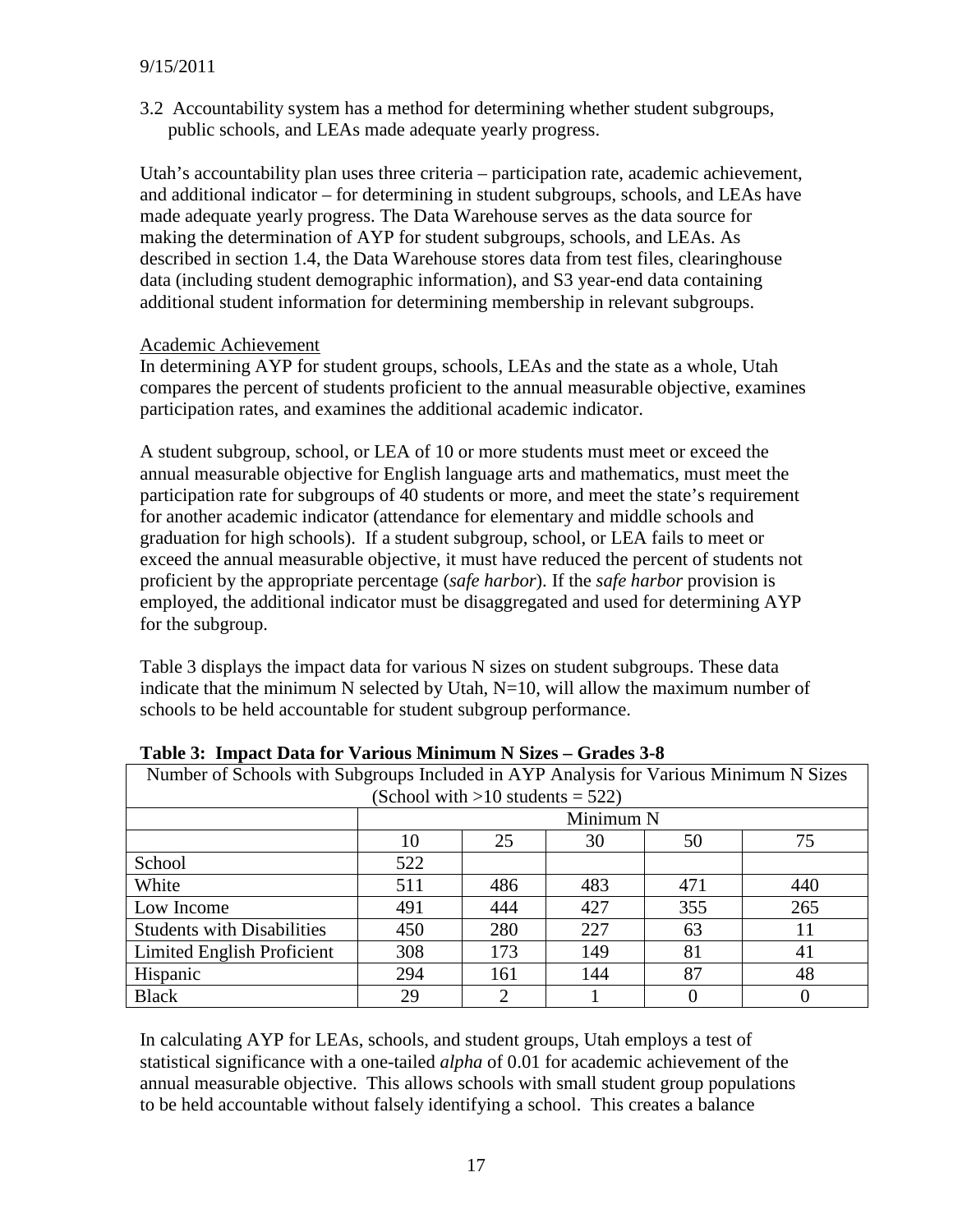9/15/2011

3.2 Accountability system has a method for determining whether student subgroups, public schools, and LEAs made adequate yearly progress.

Utah's accountability plan uses three criteria – participation rate, academic achievement, and additional indicator – for determining in student subgroups, schools, and LEAs have made adequate yearly progress. The Data Warehouse serves as the data source for making the determination of AYP for student subgroups, schools, and LEAs. As described in section 1.4, the Data Warehouse stores data from test files, clearinghouse data (including student demographic information), and S3 year-end data containing additional student information for determining membership in relevant subgroups.

Academic Achievement

In determining AYP for student groups, schools, LEAs and the state as a whole, Utah compares the percent of students proficient to the annual measurable objective, examines participation rates, and examines the additional academic indicator.

A student subgroup, school, or LEA of 10 or more students must meet or exceed the annual measurable objective for English language arts and mathematics, must meet the participation rate for subgroups of 40 students or more, and meet the state's requirement for another academic indicator (attendance for elementary and middle schools and graduation for high schools). If a student subgroup, school, or LEA fails to meet or exceed the annual measurable objective, it must have reduced the percent of students not proficient by the appropriate percentage (*safe harbor*). If the *safe harbor* provision is employed, the additional indicator must be disaggregated and used for determining AYP for the subgroup.

Table 3 displays the impact data for various N sizes on student subgroups. These data indicate that the minimum N selected by Utah, N=10, will allow the maximum number of schools to be held accountable for student subgroup performance.

**Table 3: Impact Data for Various Minimum N Sizes – Grades 3-8**

| Number of Schools with Subgroups Included in AYP Analysis for Various Minimum N Sizes (School with >10 students = 522) | | | | | |
|---|---|---|---|---|---|
| | Minimum N | | | | |
| | 10 | 25 | 30 | 50 | 75 |
| School | 522 | | | | |
| White | 511 | 486 | 483 | 471 | 440 |
| Low Income | 491 | 444 | 427 | 355 | 265 |
| Students with Disabilities | 450 | 280 | 227 | 63 | 11 |
| Limited English Proficient | 308 | 173 | 149 | 81 | 41 |
| Hispanic | 294 | 161 | 144 | 87 | 48 |
| Black | 29 | 2 | 1 | 0 | 0 |

In calculating AYP for LEAs, schools, and student groups, Utah employs a test of statistical significance with a one-tailed *alpha* of 0.01 for academic achievement of the annual measurable objective. This allows schools with small student group populations to be held accountable without falsely identifying a school. This creates a balance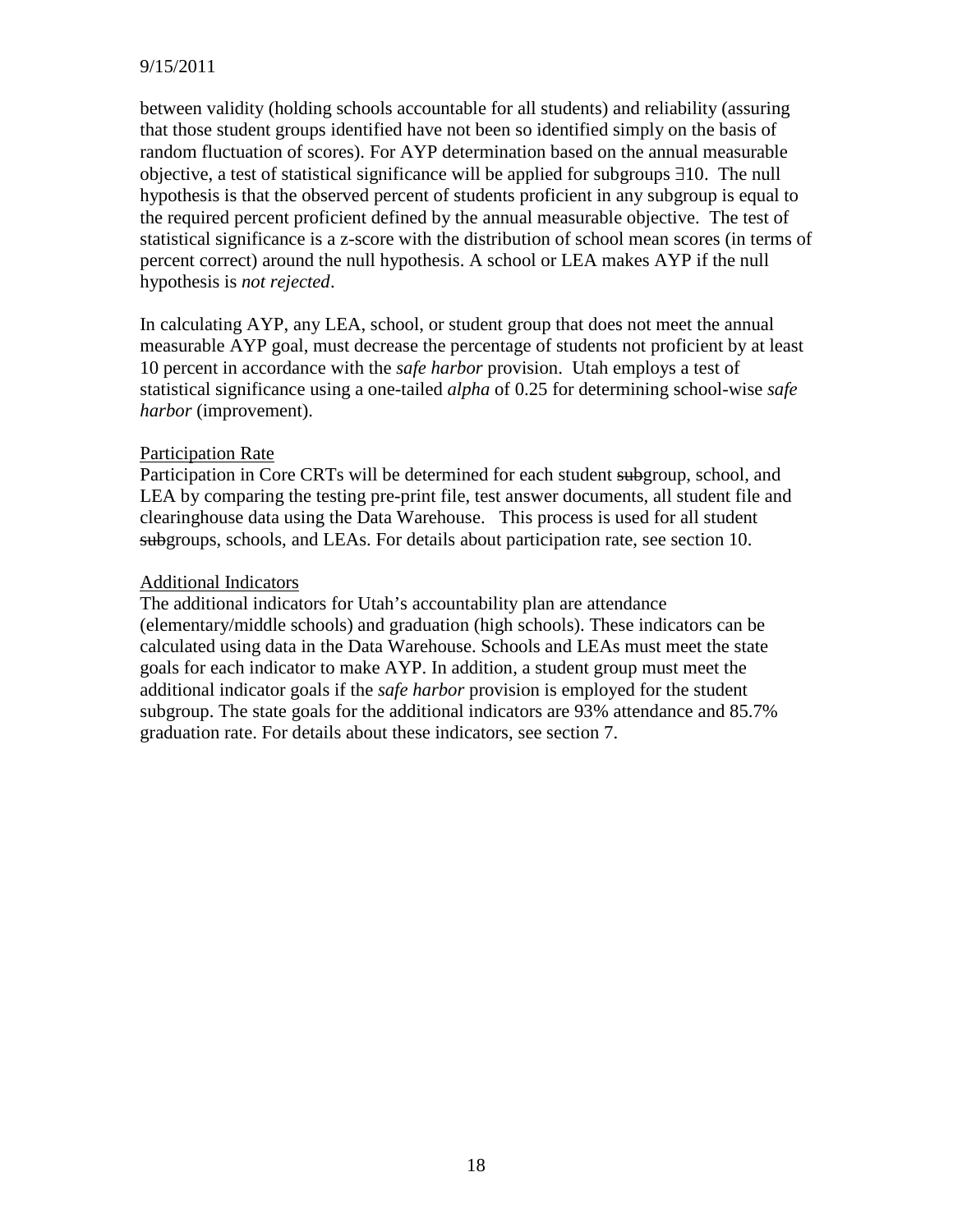between validity (holding schools accountable for all students) and reliability (assuring that those student groups identified have not been so identified simply on the basis of random fluctuation of scores). For AYP determination based on the annual measurable objective, a test of statistical significance will be applied for subgroups ∃10. The null hypothesis is that the observed percent of students proficient in any subgroup is equal to the required percent proficient defined by the annual measurable objective. The test of statistical significance is a z-score with the distribution of school mean scores (in terms of percent correct) around the null hypothesis. A school or LEA makes AYP if the null hypothesis is *not rejected*.

In calculating AYP, any LEA, school, or student group that does not meet the annual measurable AYP goal, must decrease the percentage of students not proficient by at least 10 percent in accordance with the *safe harbor* provision. Utah employs a test of statistical significance using a one-tailed *alpha* of 0.25 for determining school-wise *safe harbor* (improvement).

Participation Rate

Participation in Core CRTs will be determined for each student ~~sub~~group, school, and LEA by comparing the testing pre-print file, test answer documents, all student file and clearinghouse data using the Data Warehouse. This process is used for all student ~~sub~~groups, schools, and LEAs. For details about participation rate, see section 10.

Additional Indicators

The additional indicators for Utah's accountability plan are attendance (elementary/middle schools) and graduation (high schools). These indicators can be calculated using data in the Data Warehouse. Schools and LEAs must meet the state goals for each indicator to make AYP. In addition, a student group must meet the additional indicator goals if the *safe harbor* provision is employed for the student subgroup. The state goals for the additional indicators are 93% attendance and 85.7% graduation rate. For details about these indicators, see section 7.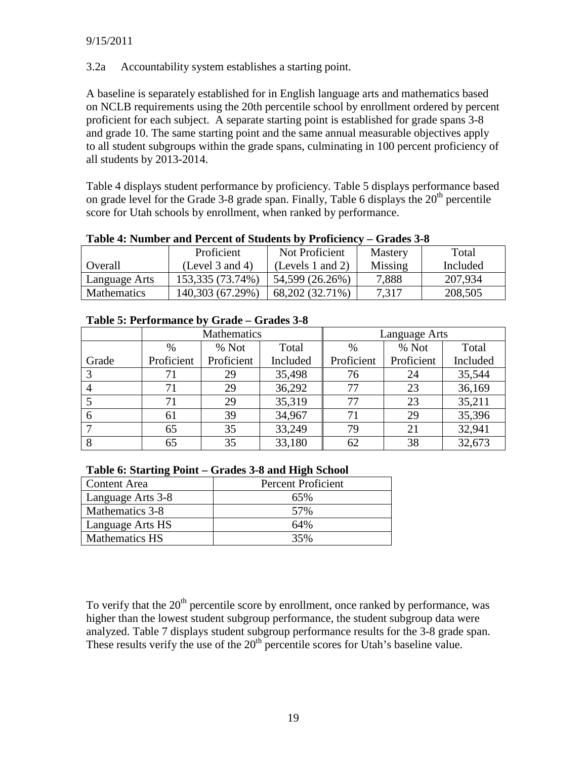9/15/2011

3.2a Accountability system establishes a starting point.

A baseline is separately established for in English language arts and mathematics based on NCLB requirements using the 20th percentile school by enrollment ordered by percent proficient for each subject. A separate starting point is established for grade spans 3-8 and grade 10. The same starting point and the same annual measurable objectives apply to all student subgroups within the grade spans, culminating in 100 percent proficiency of all students by 2013-2014.

Table 4 displays student performance by proficiency. Table 5 displays performance based on grade level for the Grade 3-8 grade span. Finally, Table 6 displays the 20th percentile score for Utah schools by enrollment, when ranked by performance.

**Table 4: Number and Percent of Students by Proficiency – Grades 3-8**

| Overall | Proficient (Level 3 and 4) | Not Proficient (Levels 1 and 2) | Mastery Missing | Total Included |
|---|---|---|---|---|
| Language Arts | 153,335 (73.74%) | 54,599 (26.26%) | 7,888 | 207,934 |
| Mathematics | 140,303 (67.29%) | 68,202 (32.71%) | 7,317 | 208,505 |

**Table 5: Performance by Grade – Grades 3-8**

| | Mathematics | | | Language Arts | | |
|---|---|---|---|---|---|---|
| Grade | % Proficient | % Not Proficient | Total Included | % Proficient | % Not Proficient | Total Included |
| 3 | 71 | 29 | 35,498 | 76 | 24 | 35,544 |
| 4 | 71 | 29 | 36,292 | 77 | 23 | 36,169 |
| 5 | 71 | 29 | 35,319 | 77 | 23 | 35,211 |
| 6 | 61 | 39 | 34,967 | 71 | 29 | 35,396 |
| 7 | 65 | 35 | 33,249 | 79 | 21 | 32,941 |
| 8 | 65 | 35 | 33,180 | 62 | 38 | 32,673 |

**Table 6: Starting Point – Grades 3-8 and High School**

| Content Area | Percent Proficient |
|---|---|
| Language Arts 3-8 | 65% |
| Mathematics 3-8 | 57% |
| Language Arts HS | 64% |
| Mathematics HS | 35% |

To verify that the 20th percentile score by enrollment, once ranked by performance, was higher than the lowest student subgroup performance, the student subgroup data were analyzed. Table 7 displays student subgroup performance results for the 3-8 grade span. These results verify the use of the 20th percentile scores for Utah's baseline value.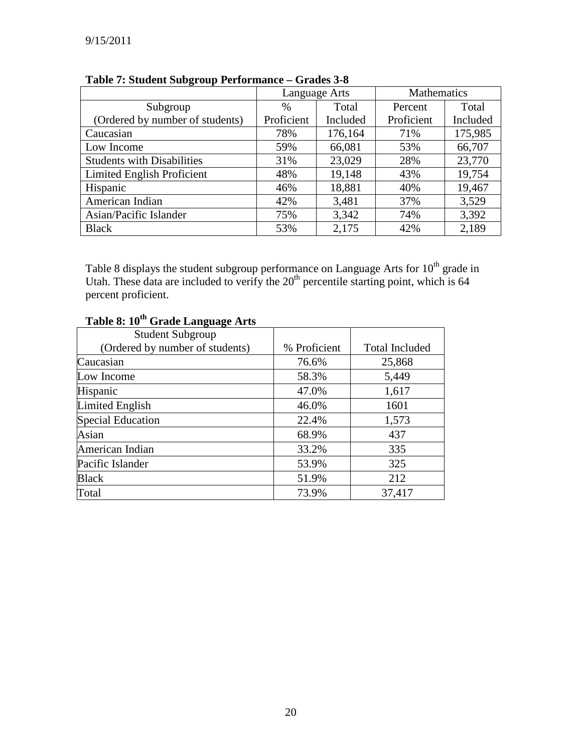**Table 7: Student Subgroup Performance – Grades 3-8**

| Subgroup (Ordered by number of students) | Language Arts | | Mathematics | |
|---|---|---|---|---|
| | % Proficient | Total Included | Percent Proficient | Total Included |
| Caucasian | 78% | 176,164 | 71% | 175,985 |
| Low Income | 59% | 66,081 | 53% | 66,707 |
| Students with Disabilities | 31% | 23,029 | 28% | 23,770 |
| Limited English Proficient | 48% | 19,148 | 43% | 19,754 |
| Hispanic | 46% | 18,881 | 40% | 19,467 |
| American Indian | 42% | 3,481 | 37% | 3,529 |
| Asian/Pacific Islander | 75% | 3,342 | 74% | 3,392 |
| Black | 53% | 2,175 | 42% | 2,189 |

Table 8 displays the student subgroup performance on Language Arts for 10th grade in Utah. These data are included to verify the 20th percentile starting point, which is 64 percent proficient.

**Table 8: 10th Grade Language Arts**

| Student Subgroup (Ordered by number of students) | % Proficient | Total Included |
|---|---|---|
| Caucasian | 76.6% | 25,868 |
| Low Income | 58.3% | 5,449 |
| Hispanic | 47.0% | 1,617 |
| Limited English | 46.0% | 1601 |
| Special Education | 22.4% | 1,573 |
| Asian | 68.9% | 437 |
| American Indian | 33.2% | 335 |
| Pacific Islander | 53.9% | 325 |
| Black | 51.9% | 212 |
| Total | 73.9% | 37,417 |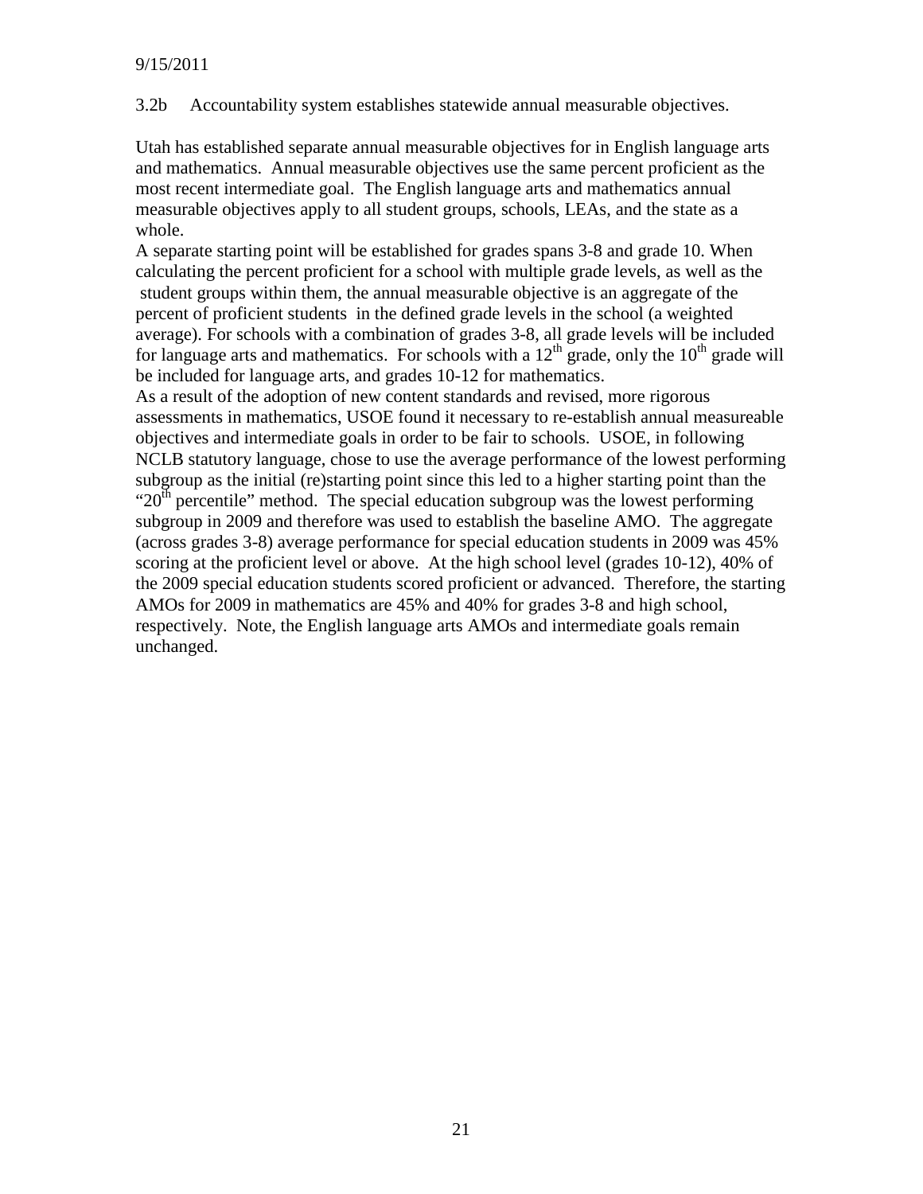3.2b Accountability system establishes statewide annual measurable objectives.

Utah has established separate annual measurable objectives for in English language arts and mathematics. Annual measurable objectives use the same percent proficient as the most recent intermediate goal. The English language arts and mathematics annual measurable objectives apply to all student groups, schools, LEAs, and the state as a whole.

A separate starting point will be established for grades spans 3-8 and grade 10. When calculating the percent proficient for a school with multiple grade levels, as well as the student groups within them, the annual measurable objective is an aggregate of the percent of proficient students in the defined grade levels in the school (a weighted average). For schools with a combination of grades 3-8, all grade levels will be included for language arts and mathematics. For schools with a 12th grade, only the 10th grade will be included for language arts, and grades 10-12 for mathematics.

As a result of the adoption of new content standards and revised, more rigorous assessments in mathematics, USOE found it necessary to re-establish annual measureable objectives and intermediate goals in order to be fair to schools. USOE, in following NCLB statutory language, chose to use the average performance of the lowest performing subgroup as the initial (re)starting point since this led to a higher starting point than the "20th percentile" method. The special education subgroup was the lowest performing subgroup in 2009 and therefore was used to establish the baseline AMO. The aggregate (across grades 3-8) average performance for special education students in 2009 was 45% scoring at the proficient level or above. At the high school level (grades 10-12), 40% of the 2009 special education students scored proficient or advanced. Therefore, the starting AMOs for 2009 in mathematics are 45% and 40% for grades 3-8 and high school, respectively. Note, the English language arts AMOs and intermediate goals remain unchanged.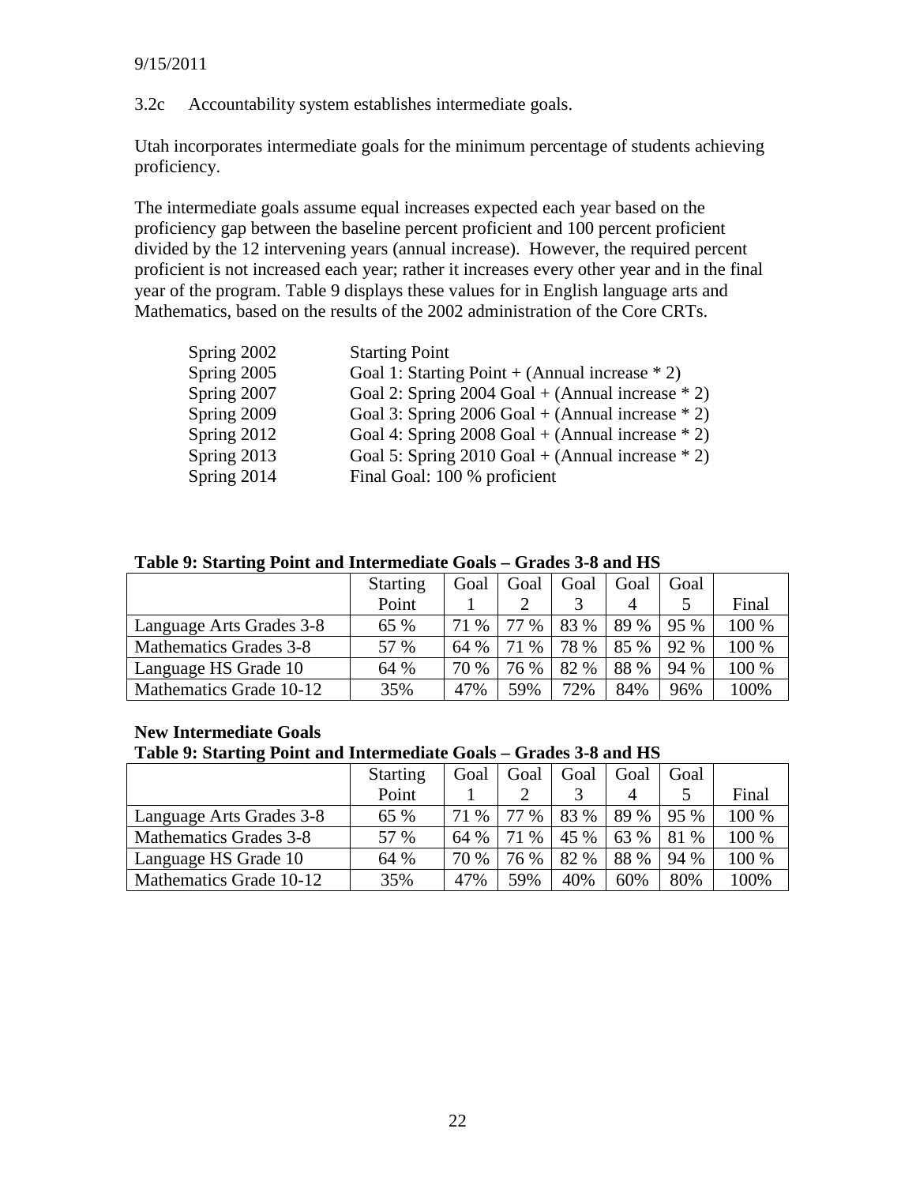9/15/2011

3.2c Accountability system establishes intermediate goals.

Utah incorporates intermediate goals for the minimum percentage of students achieving proficiency.

The intermediate goals assume equal increases expected each year based on the proficiency gap between the baseline percent proficient and 100 percent proficient divided by the 12 intervening years (annual increase). However, the required percent proficient is not increased each year; rather it increases every other year and in the final year of the program. Table 9 displays these values for in English language arts and Mathematics, based on the results of the 2002 administration of the Core CRTs.

| | |
|---|---|
| Spring 2002 | Starting Point |
| Spring 2005 | Goal 1: Starting Point + (Annual increase * 2) |
| Spring 2007 | Goal 2: Spring 2004 Goal + (Annual increase * 2) |
| Spring 2009 | Goal 3: Spring 2006 Goal + (Annual increase * 2) |
| Spring 2012 | Goal 4: Spring 2008 Goal + (Annual increase * 2) |
| Spring 2013 | Goal 5: Spring 2010 Goal + (Annual increase * 2) |
| Spring 2014 | Final Goal: 100 % proficient |

**Table 9: Starting Point and Intermediate Goals – Grades 3-8 and HS**

| | Starting Point | Goal 1 | Goal 2 | Goal 3 | Goal 4 | Goal 5 | Final |
|---|---|---|---|---|---|---|---|
| Language Arts Grades 3-8 | 65 % | 71 % | 77 % | 83 % | 89 % | 95 % | 100 % |
| Mathematics Grades 3-8 | 57 % | 64 % | 71 % | 78 % | 85 % | 92 % | 100 % |
| Language HS Grade 10 | 64 % | 70 % | 76 % | 82 % | 88 % | 94 % | 100 % |
| Mathematics Grade 10-12 | 35% | 47% | 59% | 72% | 84% | 96% | 100% |

**New Intermediate Goals**

**Table 9: Starting Point and Intermediate Goals – Grades 3-8 and HS**

| | Starting Point | Goal 1 | Goal 2 | Goal 3 | Goal 4 | Goal 5 | Final |
|---|---|---|---|---|---|---|---|
| Language Arts Grades 3-8 | 65 % | 71 % | 77 % | 83 % | 89 % | 95 % | 100 % |
| Mathematics Grades 3-8 | 57 % | 64 % | 71 % | 45 % | 63 % | 81 % | 100 % |
| Language HS Grade 10 | 64 % | 70 % | 76 % | 82 % | 88 % | 94 % | 100 % |
| Mathematics Grade 10-12 | 35% | 47% | 59% | 40% | 60% | 80% | 100% |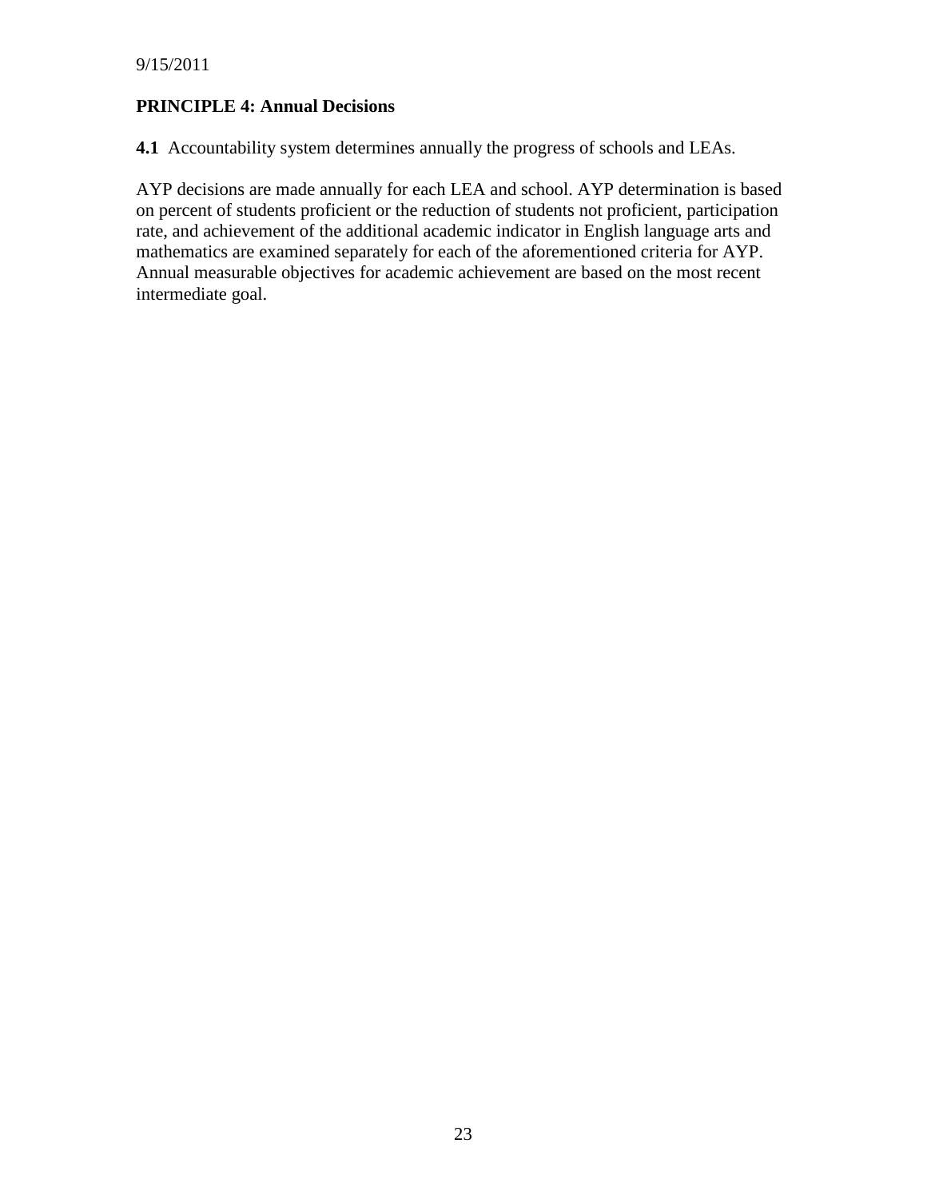**PRINCIPLE 4: Annual Decisions**

**4.1** Accountability system determines annually the progress of schools and LEAs.

AYP decisions are made annually for each LEA and school. AYP determination is based on percent of students proficient or the reduction of students not proficient, participation rate, and achievement of the additional academic indicator in English language arts and mathematics are examined separately for each of the aforementioned criteria for AYP. Annual measurable objectives for academic achievement are based on the most recent intermediate goal.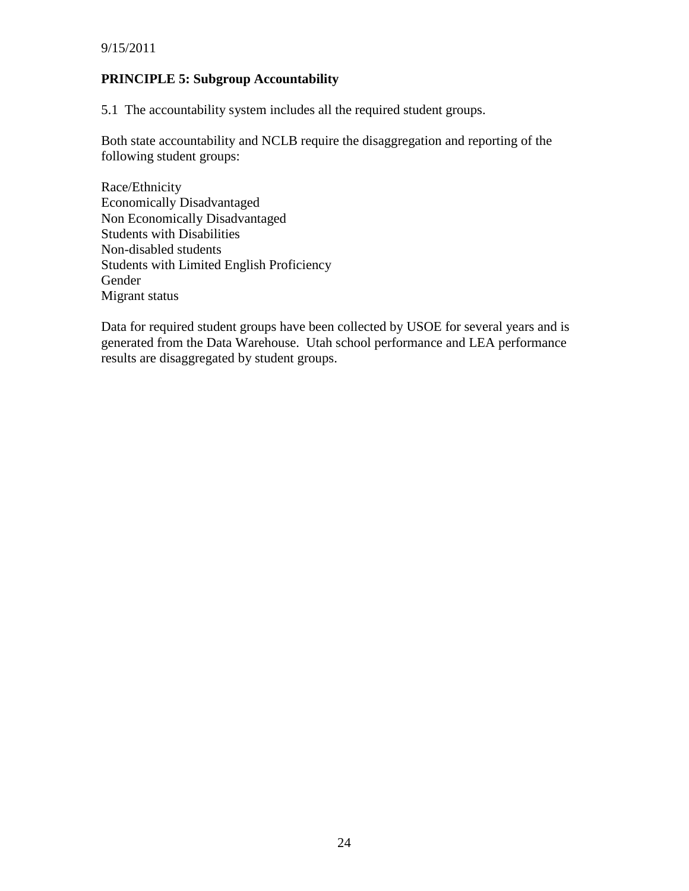## PRINCIPLE 5: Subgroup Accountability

5.1 The accountability system includes all the required student groups.

Both state accountability and NCLB require the disaggregation and reporting of the following student groups:

Race/Ethnicity
Economically Disadvantaged
Non Economically Disadvantaged
Students with Disabilities
Non-disabled students
Students with Limited English Proficiency
Gender
Migrant status

Data for required student groups have been collected by USOE for several years and is generated from the Data Warehouse. Utah school performance and LEA performance results are disaggregated by student groups.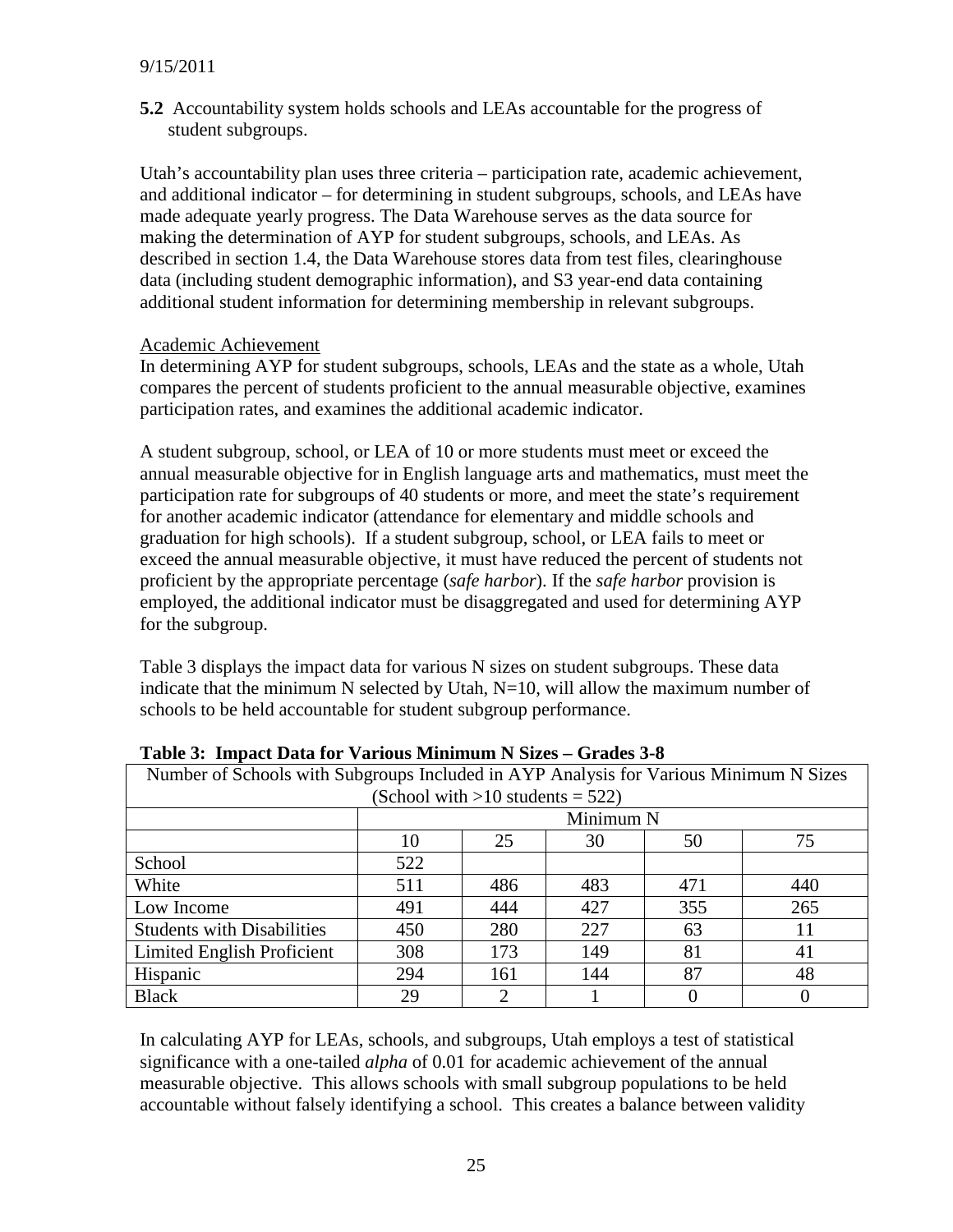**5.2** Accountability system holds schools and LEAs accountable for the progress of student subgroups.

Utah's accountability plan uses three criteria – participation rate, academic achievement, and additional indicator – for determining in student subgroups, schools, and LEAs have made adequate yearly progress. The Data Warehouse serves as the data source for making the determination of AYP for student subgroups, schools, and LEAs. As described in section 1.4, the Data Warehouse stores data from test files, clearinghouse data (including student demographic information), and S3 year-end data containing additional student information for determining membership in relevant subgroups.

Academic Achievement

In determining AYP for student subgroups, schools, LEAs and the state as a whole, Utah compares the percent of students proficient to the annual measurable objective, examines participation rates, and examines the additional academic indicator.

A student subgroup, school, or LEA of 10 or more students must meet or exceed the annual measurable objective for in English language arts and mathematics, must meet the participation rate for subgroups of 40 students or more, and meet the state's requirement for another academic indicator (attendance for elementary and middle schools and graduation for high schools). If a student subgroup, school, or LEA fails to meet or exceed the annual measurable objective, it must have reduced the percent of students not proficient by the appropriate percentage (*safe harbor*). If the *safe harbor* provision is employed, the additional indicator must be disaggregated and used for determining AYP for the subgroup.

Table 3 displays the impact data for various N sizes on student subgroups. These data indicate that the minimum N selected by Utah, N=10, will allow the maximum number of schools to be held accountable for student subgroup performance.

**Table 3: Impact Data for Various Minimum N Sizes – Grades 3-8**

| Number of Schools with Subgroups Included in AYP Analysis for Various Minimum N Sizes (School with >10 students = 522) | | | | | |
|---|---|---|---|---|---|
| | Minimum N | | | | |
| | 10 | 25 | 30 | 50 | 75 |
| School | 522 | | | | |
| White | 511 | 486 | 483 | 471 | 440 |
| Low Income | 491 | 444 | 427 | 355 | 265 |
| Students with Disabilities | 450 | 280 | 227 | 63 | 11 |
| Limited English Proficient | 308 | 173 | 149 | 81 | 41 |
| Hispanic | 294 | 161 | 144 | 87 | 48 |
| Black | 29 | 2 | 1 | 0 | 0 |

In calculating AYP for LEAs, schools, and subgroups, Utah employs a test of statistical significance with a one-tailed *alpha* of 0.01 for academic achievement of the annual measurable objective. This allows schools with small subgroup populations to be held accountable without falsely identifying a school. This creates a balance between validity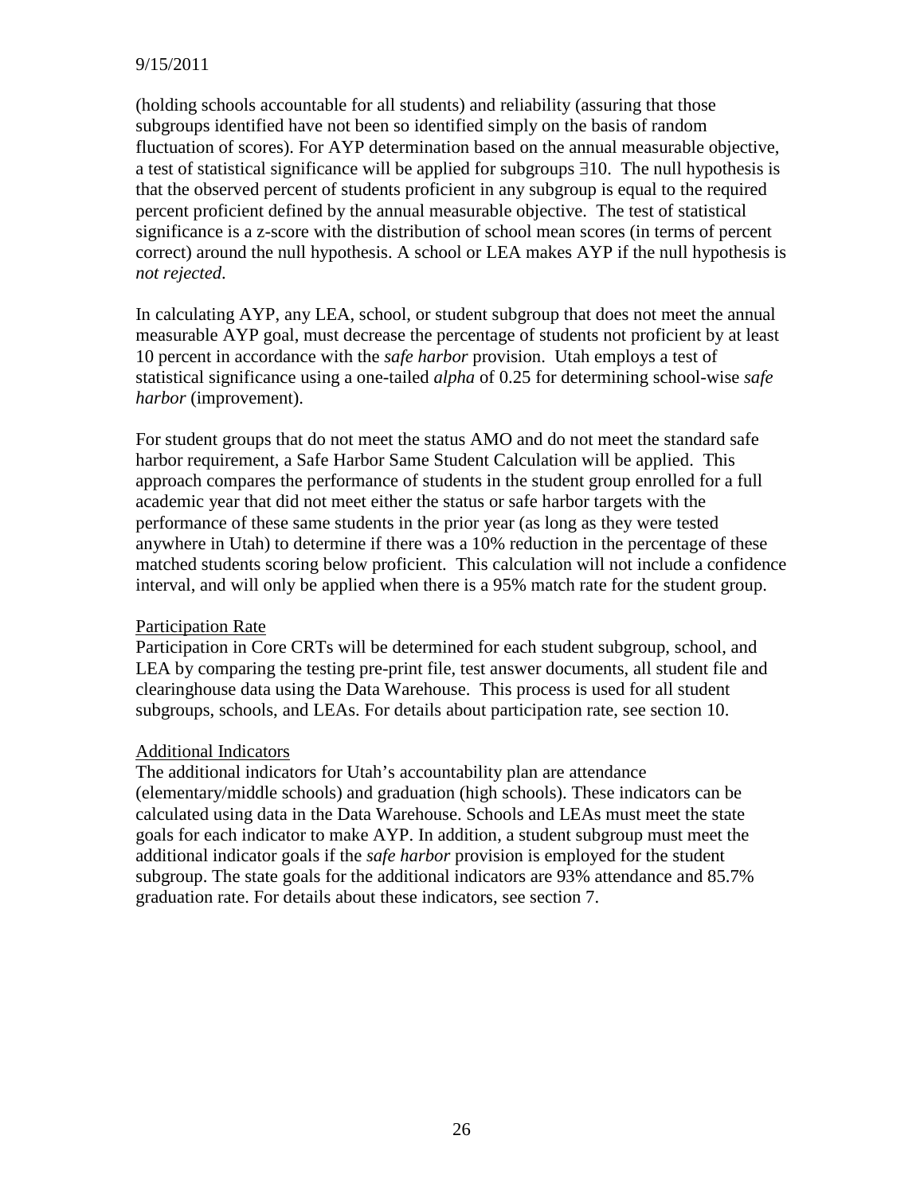(holding schools accountable for all students) and reliability (assuring that those subgroups identified have not been so identified simply on the basis of random fluctuation of scores). For AYP determination based on the annual measurable objective, a test of statistical significance will be applied for subgroups ∃10. The null hypothesis is that the observed percent of students proficient in any subgroup is equal to the required percent proficient defined by the annual measurable objective. The test of statistical significance is a z-score with the distribution of school mean scores (in terms of percent correct) around the null hypothesis. A school or LEA makes AYP if the null hypothesis is *not rejected*.

In calculating AYP, any LEA, school, or student subgroup that does not meet the annual measurable AYP goal, must decrease the percentage of students not proficient by at least 10 percent in accordance with the *safe harbor* provision. Utah employs a test of statistical significance using a one-tailed *alpha* of 0.25 for determining school-wise *safe harbor* (improvement).

For student groups that do not meet the status AMO and do not meet the standard safe harbor requirement, a Safe Harbor Same Student Calculation will be applied. This approach compares the performance of students in the student group enrolled for a full academic year that did not meet either the status or safe harbor targets with the performance of these same students in the prior year (as long as they were tested anywhere in Utah) to determine if there was a 10% reduction in the percentage of these matched students scoring below proficient. This calculation will not include a confidence interval, and will only be applied when there is a 95% match rate for the student group.

<u>Participation Rate</u>
Participation in Core CRTs will be determined for each student subgroup, school, and LEA by comparing the testing pre-print file, test answer documents, all student file and clearinghouse data using the Data Warehouse. This process is used for all student subgroups, schools, and LEAs. For details about participation rate, see section 10.

<u>Additional Indicators</u>
The additional indicators for Utah's accountability plan are attendance (elementary/middle schools) and graduation (high schools). These indicators can be calculated using data in the Data Warehouse. Schools and LEAs must meet the state goals for each indicator to make AYP. In addition, a student subgroup must meet the additional indicator goals if the *safe harbor* provision is employed for the student subgroup. The state goals for the additional indicators are 93% attendance and 85.7% graduation rate. For details about these indicators, see section 7.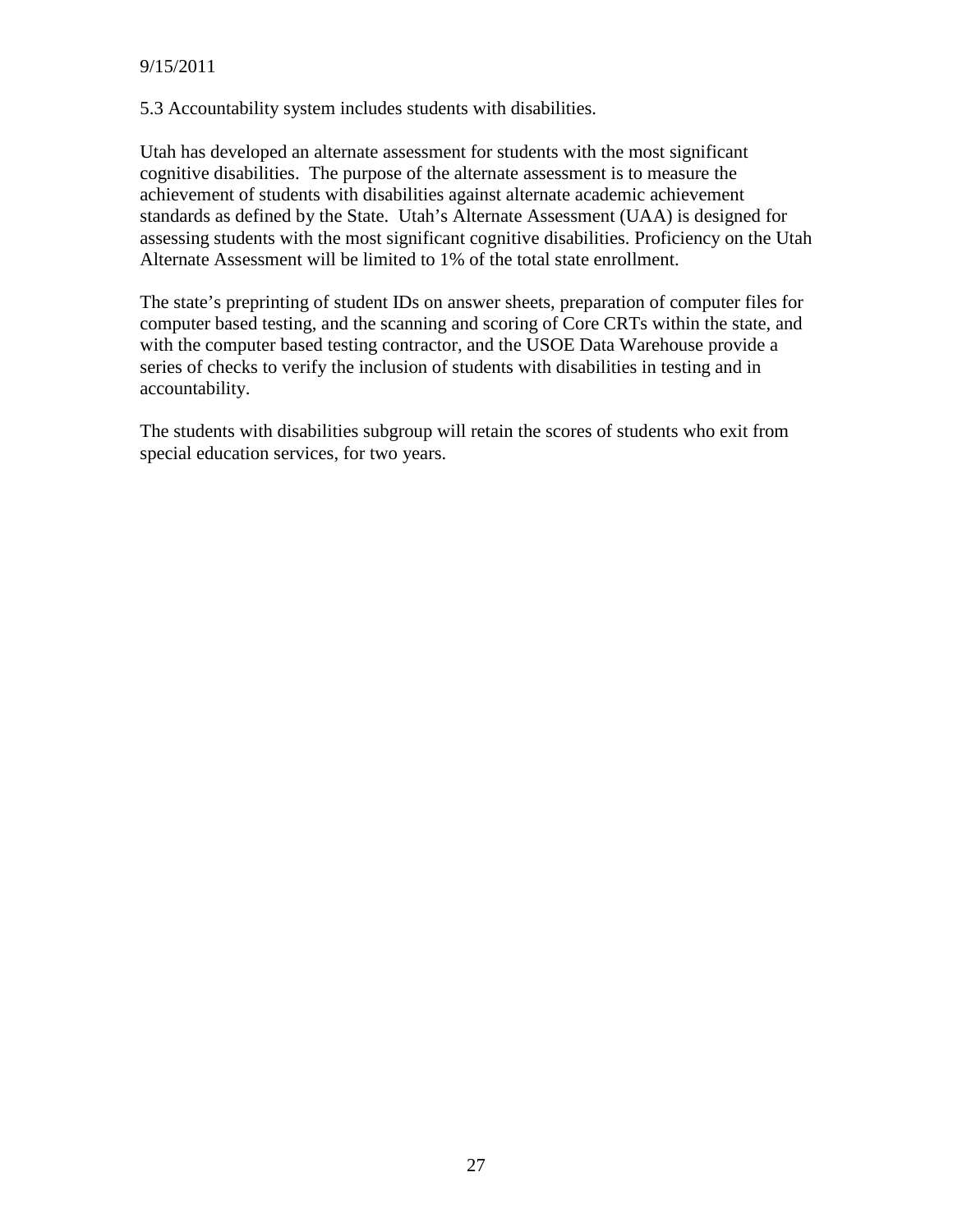5.3 Accountability system includes students with disabilities.

Utah has developed an alternate assessment for students with the most significant cognitive disabilities. The purpose of the alternate assessment is to measure the achievement of students with disabilities against alternate academic achievement standards as defined by the State. Utah's Alternate Assessment (UAA) is designed for assessing students with the most significant cognitive disabilities. Proficiency on the Utah Alternate Assessment will be limited to 1% of the total state enrollment.

The state's preprinting of student IDs on answer sheets, preparation of computer files for computer based testing, and the scanning and scoring of Core CRTs within the state, and with the computer based testing contractor, and the USOE Data Warehouse provide a series of checks to verify the inclusion of students with disabilities in testing and in accountability.

The students with disabilities subgroup will retain the scores of students who exit from special education services, for two years.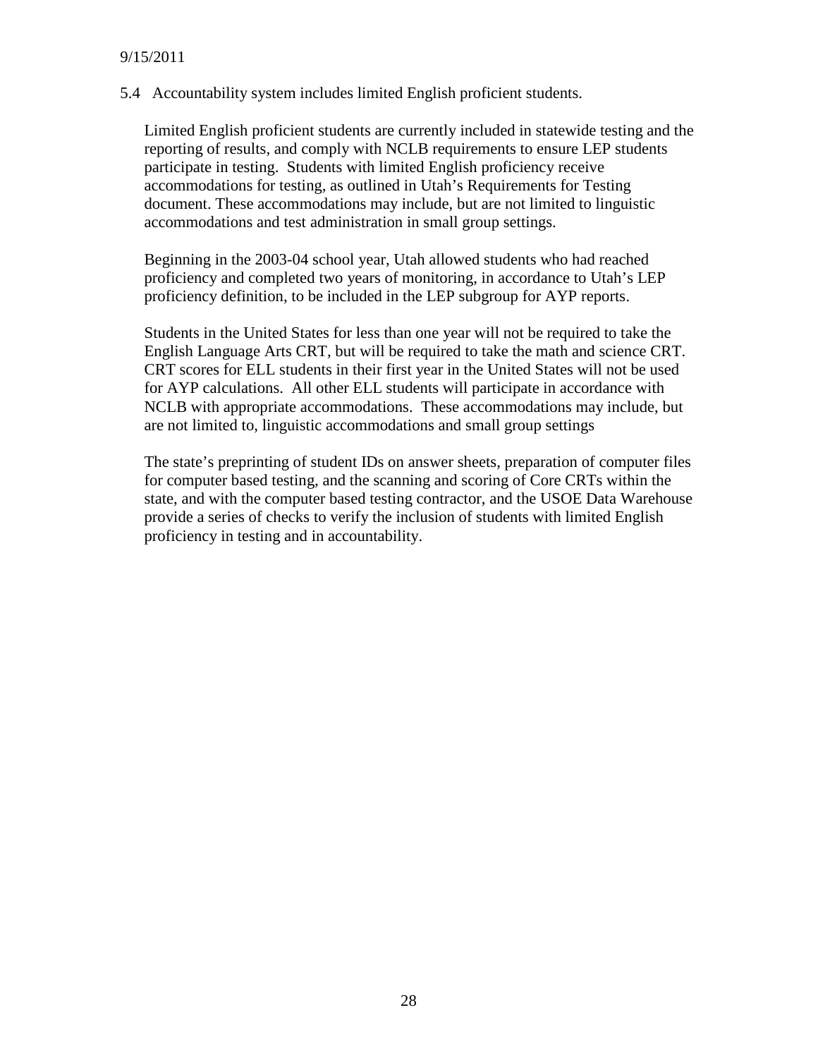5.4 Accountability system includes limited English proficient students.

Limited English proficient students are currently included in statewide testing and the reporting of results, and comply with NCLB requirements to ensure LEP students participate in testing. Students with limited English proficiency receive accommodations for testing, as outlined in Utah's Requirements for Testing document. These accommodations may include, but are not limited to linguistic accommodations and test administration in small group settings.

Beginning in the 2003-04 school year, Utah allowed students who had reached proficiency and completed two years of monitoring, in accordance to Utah's LEP proficiency definition, to be included in the LEP subgroup for AYP reports.

Students in the United States for less than one year will not be required to take the English Language Arts CRT, but will be required to take the math and science CRT. CRT scores for ELL students in their first year in the United States will not be used for AYP calculations. All other ELL students will participate in accordance with NCLB with appropriate accommodations. These accommodations may include, but are not limited to, linguistic accommodations and small group settings

The state's preprinting of student IDs on answer sheets, preparation of computer files for computer based testing, and the scanning and scoring of Core CRTs within the state, and with the computer based testing contractor, and the USOE Data Warehouse provide a series of checks to verify the inclusion of students with limited English proficiency in testing and in accountability.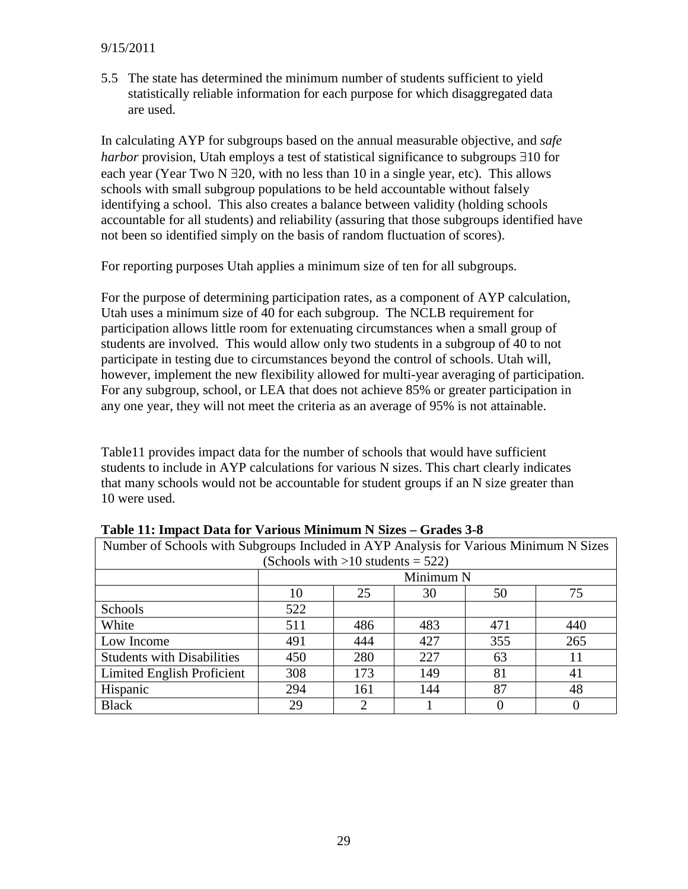9/15/2011

5.5 The state has determined the minimum number of students sufficient to yield statistically reliable information for each purpose for which disaggregated data are used.

In calculating AYP for subgroups based on the annual measurable objective, and *safe harbor* provision, Utah employs a test of statistical significance to subgroups ∃10 for each year (Year Two N ∃20, with no less than 10 in a single year, etc). This allows schools with small subgroup populations to be held accountable without falsely identifying a school. This also creates a balance between validity (holding schools accountable for all students) and reliability (assuring that those subgroups identified have not been so identified simply on the basis of random fluctuation of scores).

For reporting purposes Utah applies a minimum size of ten for all subgroups.

For the purpose of determining participation rates, as a component of AYP calculation, Utah uses a minimum size of 40 for each subgroup. The NCLB requirement for participation allows little room for extenuating circumstances when a small group of students are involved. This would allow only two students in a subgroup of 40 to not participate in testing due to circumstances beyond the control of schools. Utah will, however, implement the new flexibility allowed for multi-year averaging of participation. For any subgroup, school, or LEA that does not achieve 85% or greater participation in any one year, they will not meet the criteria as an average of 95% is not attainable.

Table11 provides impact data for the number of schools that would have sufficient students to include in AYP calculations for various N sizes. This chart clearly indicates that many schools would not be accountable for student groups if an N size greater than 10 were used.

**Table 11: Impact Data for Various Minimum N Sizes – Grades 3-8**

| Number of Schools with Subgroups Included in AYP Analysis for Various Minimum N Sizes (Schools with >10 students = 522) | | | | | |
|---|---|---|---|---|---|
| | Minimum N | | | | |
| | 10 | 25 | 30 | 50 | 75 |
| Schools | 522 | | | | |
| White | 511 | 486 | 483 | 471 | 440 |
| Low Income | 491 | 444 | 427 | 355 | 265 |
| Students with Disabilities | 450 | 280 | 227 | 63 | 11 |
| Limited English Proficient | 308 | 173 | 149 | 81 | 41 |
| Hispanic | 294 | 161 | 144 | 87 | 48 |
| Black | 29 | 2 | 1 | 0 | 0 |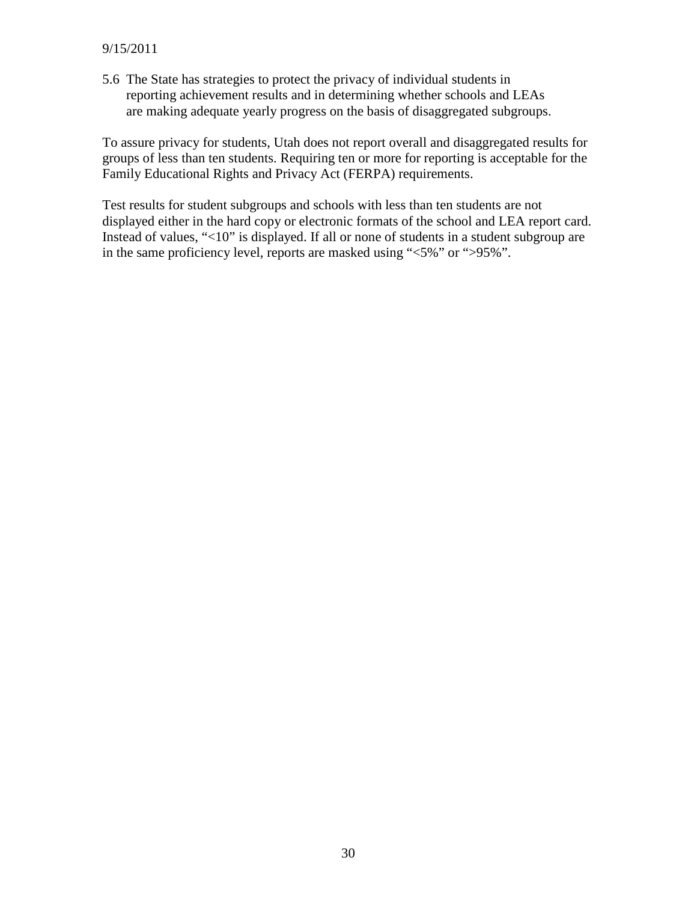5.6 The State has strategies to protect the privacy of individual students in reporting achievement results and in determining whether schools and LEAs are making adequate yearly progress on the basis of disaggregated subgroups.

To assure privacy for students, Utah does not report overall and disaggregated results for groups of less than ten students. Requiring ten or more for reporting is acceptable for the Family Educational Rights and Privacy Act (FERPA) requirements.

Test results for student subgroups and schools with less than ten students are not displayed either in the hard copy or electronic formats of the school and LEA report card. Instead of values, "<10" is displayed. If all or none of students in a student subgroup are in the same proficiency level, reports are masked using "<5%" or ">95%".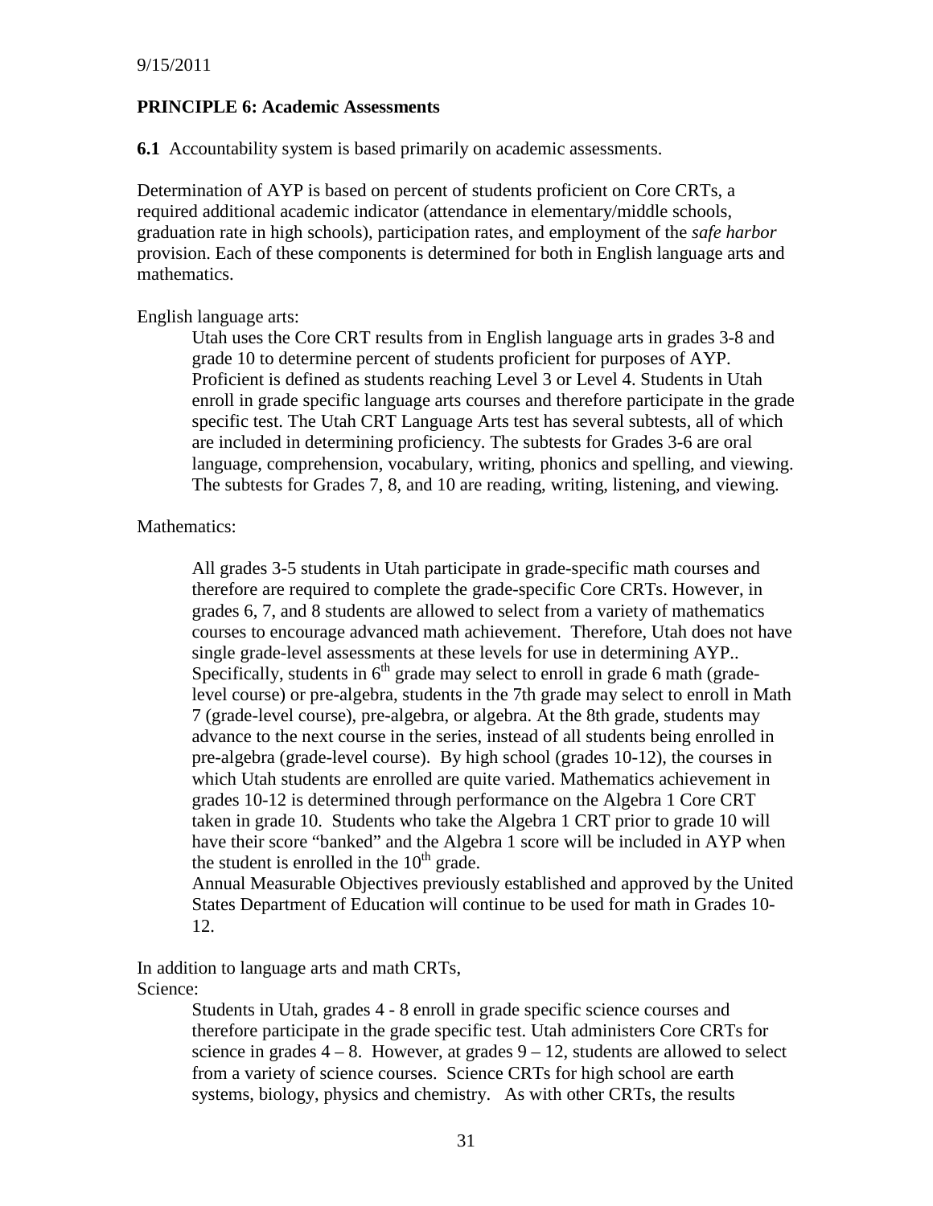9/15/2011

**PRINCIPLE 6: Academic Assessments**

**6.1** Accountability system is based primarily on academic assessments.

Determination of AYP is based on percent of students proficient on Core CRTs, a required additional academic indicator (attendance in elementary/middle schools, graduation rate in high schools), participation rates, and employment of the *safe harbor* provision. Each of these components is determined for both in English language arts and mathematics.

English language arts:

> Utah uses the Core CRT results from in English language arts in grades 3-8 and grade 10 to determine percent of students proficient for purposes of AYP. Proficient is defined as students reaching Level 3 or Level 4. Students in Utah enroll in grade specific language arts courses and therefore participate in the grade specific test. The Utah CRT Language Arts test has several subtests, all of which are included in determining proficiency. The subtests for Grades 3-6 are oral language, comprehension, vocabulary, writing, phonics and spelling, and viewing. The subtests for Grades 7, 8, and 10 are reading, writing, listening, and viewing.

Mathematics:

> All grades 3-5 students in Utah participate in grade-specific math courses and therefore are required to complete the grade-specific Core CRTs. However, in grades 6, 7, and 8 students are allowed to select from a variety of mathematics courses to encourage advanced math achievement. Therefore, Utah does not have single grade-level assessments at these levels for use in determining AYP.. Specifically, students in 6th grade may select to enroll in grade 6 math (grade-level course) or pre-algebra, students in the 7th grade may select to enroll in Math 7 (grade-level course), pre-algebra, or algebra. At the 8th grade, students may advance to the next course in the series, instead of all students being enrolled in pre-algebra (grade-level course). By high school (grades 10-12), the courses in which Utah students are enrolled are quite varied. Mathematics achievement in grades 10-12 is determined through performance on the Algebra 1 Core CRT taken in grade 10. Students who take the Algebra 1 CRT prior to grade 10 will have their score "banked" and the Algebra 1 score will be included in AYP when the student is enrolled in the 10th grade.
>
> Annual Measurable Objectives previously established and approved by the United States Department of Education will continue to be used for math in Grades 10-12.

In addition to language arts and math CRTs,

Science:

> Students in Utah, grades 4 - 8 enroll in grade specific science courses and therefore participate in the grade specific test. Utah administers Core CRTs for science in grades 4 – 8. However, at grades 9 – 12, students are allowed to select from a variety of science courses. Science CRTs for high school are earth systems, biology, physics and chemistry. As with other CRTs, the results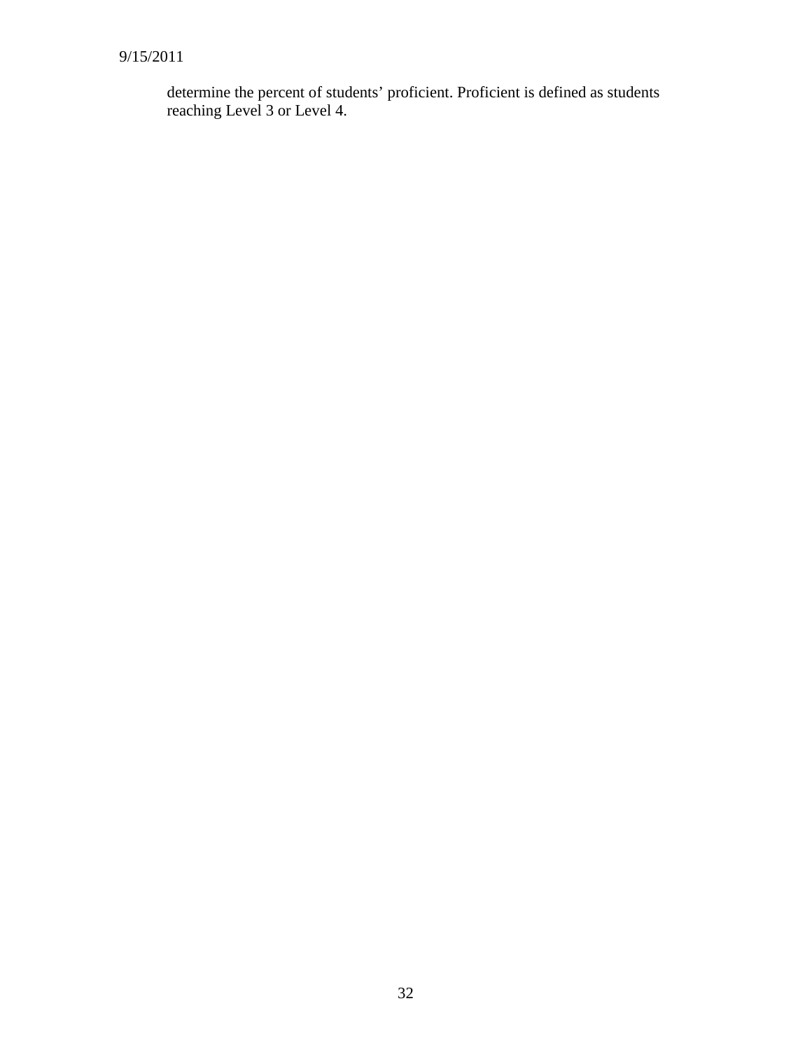determine the percent of students' proficient. Proficient is defined as students reaching Level 3 or Level 4.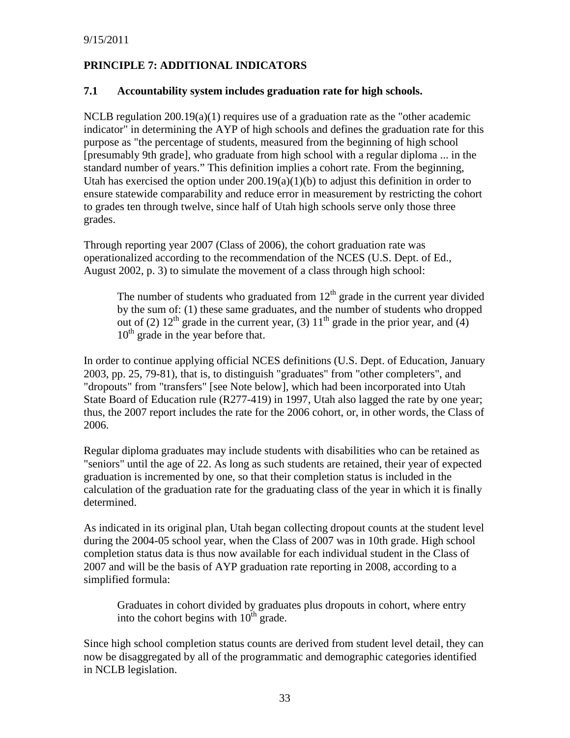9/15/2011

## PRINCIPLE 7: ADDITIONAL INDICATORS

### 7.1 Accountability system includes graduation rate for high schools.

NCLB regulation 200.19(a)(1) requires use of a graduation rate as the "other academic indicator" in determining the AYP of high schools and defines the graduation rate for this purpose as "the percentage of students, measured from the beginning of high school [presumably 9th grade], who graduate from high school with a regular diploma ... in the standard number of years." This definition implies a cohort rate. From the beginning, Utah has exercised the option under 200.19(a)(1)(b) to adjust this definition in order to ensure statewide comparability and reduce error in measurement by restricting the cohort to grades ten through twelve, since half of Utah high schools serve only those three grades.

Through reporting year 2007 (Class of 2006), the cohort graduation rate was operationalized according to the recommendation of the NCES (U.S. Dept. of Ed., August 2002, p. 3) to simulate the movement of a class through high school:

> The number of students who graduated from 12th grade in the current year divided by the sum of: (1) these same graduates, and the number of students who dropped out of (2) 12th grade in the current year, (3) 11th grade in the prior year, and (4) 10th grade in the year before that.

In order to continue applying official NCES definitions (U.S. Dept. of Education, January 2003, pp. 25, 79-81), that is, to distinguish "graduates" from "other completers", and "dropouts" from "transfers" [see Note below], which had been incorporated into Utah State Board of Education rule (R277-419) in 1997, Utah also lagged the rate by one year; thus, the 2007 report includes the rate for the 2006 cohort, or, in other words, the Class of 2006.

Regular diploma graduates may include students with disabilities who can be retained as "seniors" until the age of 22. As long as such students are retained, their year of expected graduation is incremented by one, so that their completion status is included in the calculation of the graduation rate for the graduating class of the year in which it is finally determined.

As indicated in its original plan, Utah began collecting dropout counts at the student level during the 2004-05 school year, when the Class of 2007 was in 10th grade. High school completion status data is thus now available for each individual student in the Class of 2007 and will be the basis of AYP graduation rate reporting in 2008, according to a simplified formula:

> Graduates in cohort divided by graduates plus dropouts in cohort, where entry into the cohort begins with 10th grade.

Since high school completion status counts are derived from student level detail, they can now be disaggregated by all of the programmatic and demographic categories identified in NCLB legislation.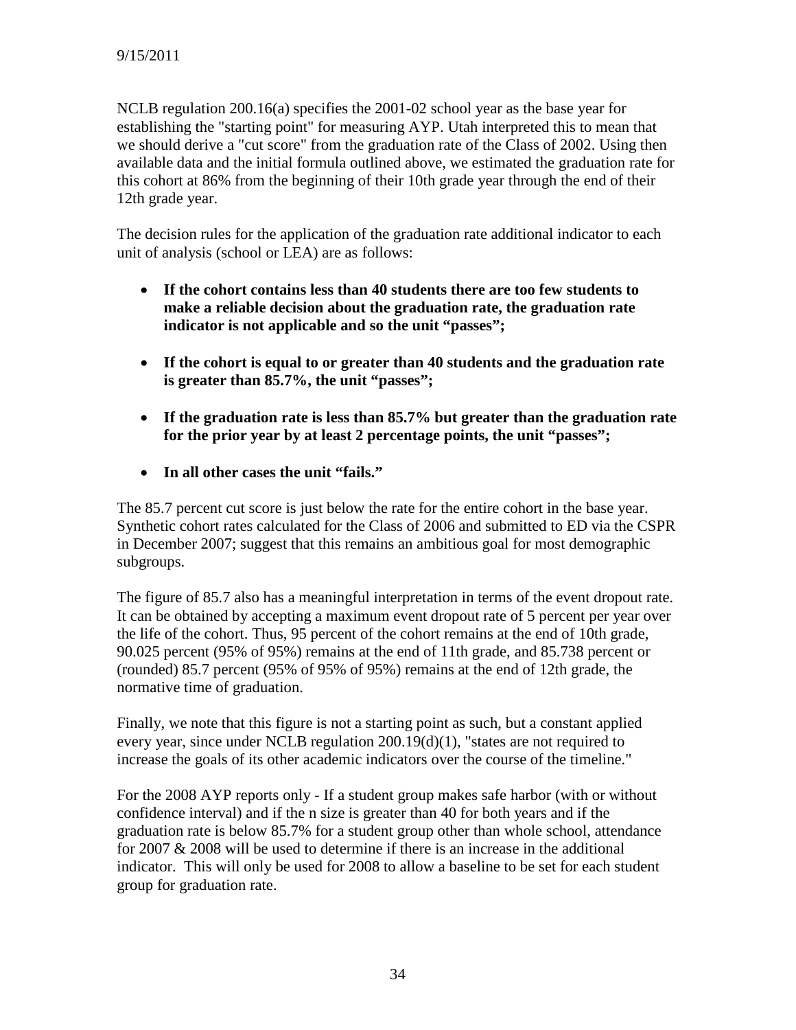9/15/2011

NCLB regulation 200.16(a) specifies the 2001-02 school year as the base year for establishing the "starting point" for measuring AYP. Utah interpreted this to mean that we should derive a "cut score" from the graduation rate of the Class of 2002. Using then available data and the initial formula outlined above, we estimated the graduation rate for this cohort at 86% from the beginning of their 10th grade year through the end of their 12th grade year.

The decision rules for the application of the graduation rate additional indicator to each unit of analysis (school or LEA) are as follows:

- **If the cohort contains less than 40 students there are too few students to make a reliable decision about the graduation rate, the graduation rate indicator is not applicable and so the unit "passes";**

- **If the cohort is equal to or greater than 40 students and the graduation rate is greater than 85.7%, the unit "passes";**

- **If the graduation rate is less than 85.7% but greater than the graduation rate for the prior year by at least 2 percentage points, the unit "passes";**

- **In all other cases the unit "fails."**

The 85.7 percent cut score is just below the rate for the entire cohort in the base year. Synthetic cohort rates calculated for the Class of 2006 and submitted to ED via the CSPR in December 2007; suggest that this remains an ambitious goal for most demographic subgroups.

The figure of 85.7 also has a meaningful interpretation in terms of the event dropout rate. It can be obtained by accepting a maximum event dropout rate of 5 percent per year over the life of the cohort. Thus, 95 percent of the cohort remains at the end of 10th grade, 90.025 percent (95% of 95%) remains at the end of 11th grade, and 85.738 percent or (rounded) 85.7 percent (95% of 95% of 95%) remains at the end of 12th grade, the normative time of graduation.

Finally, we note that this figure is not a starting point as such, but a constant applied every year, since under NCLB regulation 200.19(d)(1), "states are not required to increase the goals of its other academic indicators over the course of the timeline."

For the 2008 AYP reports only - If a student group makes safe harbor (with or without confidence interval) and if the n size is greater than 40 for both years and if the graduation rate is below 85.7% for a student group other than whole school, attendance for 2007 & 2008 will be used to determine if there is an increase in the additional indicator. This will only be used for 2008 to allow a baseline to be set for each student group for graduation rate.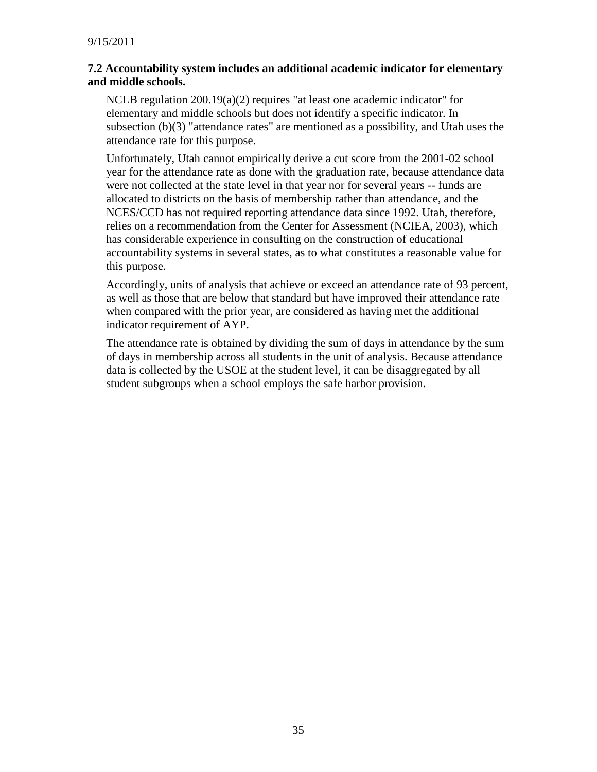**7.2 Accountability system includes an additional academic indicator for elementary and middle schools.**

NCLB regulation 200.19(a)(2) requires "at least one academic indicator" for elementary and middle schools but does not identify a specific indicator. In subsection (b)(3) "attendance rates" are mentioned as a possibility, and Utah uses the attendance rate for this purpose.

Unfortunately, Utah cannot empirically derive a cut score from the 2001-02 school year for the attendance rate as done with the graduation rate, because attendance data were not collected at the state level in that year nor for several years -- funds are allocated to districts on the basis of membership rather than attendance, and the NCES/CCD has not required reporting attendance data since 1992. Utah, therefore, relies on a recommendation from the Center for Assessment (NCIEA, 2003), which has considerable experience in consulting on the construction of educational accountability systems in several states, as to what constitutes a reasonable value for this purpose.

Accordingly, units of analysis that achieve or exceed an attendance rate of 93 percent, as well as those that are below that standard but have improved their attendance rate when compared with the prior year, are considered as having met the additional indicator requirement of AYP.

The attendance rate is obtained by dividing the sum of days in attendance by the sum of days in membership across all students in the unit of analysis. Because attendance data is collected by the USOE at the student level, it can be disaggregated by all student subgroups when a school employs the safe harbor provision.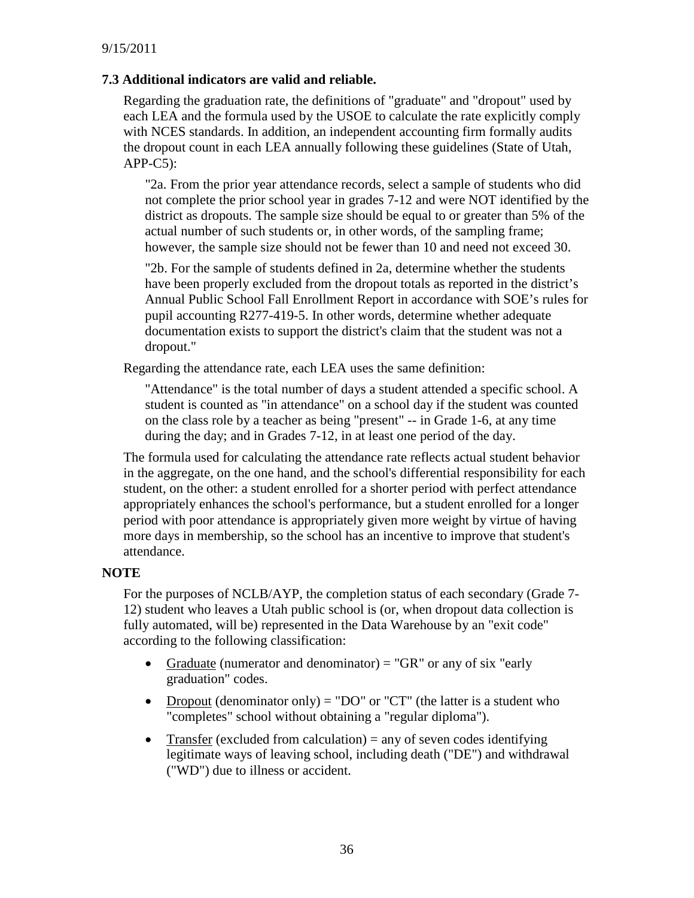### 7.3 Additional indicators are valid and reliable.

Regarding the graduation rate, the definitions of "graduate" and "dropout" used by each LEA and the formula used by the USOE to calculate the rate explicitly comply with NCES standards. In addition, an independent accounting firm formally audits the dropout count in each LEA annually following these guidelines (State of Utah, APP-C5):

> "2a. From the prior year attendance records, select a sample of students who did not complete the prior school year in grades 7-12 and were NOT identified by the district as dropouts. The sample size should be equal to or greater than 5% of the actual number of such students or, in other words, of the sampling frame; however, the sample size should not be fewer than 10 and need not exceed 30.
>
> "2b. For the sample of students defined in 2a, determine whether the students have been properly excluded from the dropout totals as reported in the district's Annual Public School Fall Enrollment Report in accordance with SOE's rules for pupil accounting R277-419-5. In other words, determine whether adequate documentation exists to support the district's claim that the student was not a dropout."

Regarding the attendance rate, each LEA uses the same definition:

> "Attendance" is the total number of days a student attended a specific school. A student is counted as "in attendance" on a school day if the student was counted on the class role by a teacher as being "present" -- in Grade 1-6, at any time during the day; and in Grades 7-12, in at least one period of the day.

The formula used for calculating the attendance rate reflects actual student behavior in the aggregate, on the one hand, and the school's differential responsibility for each student, on the other: a student enrolled for a shorter period with perfect attendance appropriately enhances the school's performance, but a student enrolled for a longer period with poor attendance is appropriately given more weight by virtue of having more days in membership, so the school has an incentive to improve that student's attendance.

**NOTE**

For the purposes of NCLB/AYP, the completion status of each secondary (Grade 7-12) student who leaves a Utah public school is (or, when dropout data collection is fully automated, will be) represented in the Data Warehouse by an "exit code" according to the following classification:

- Graduate (numerator and denominator) = "GR" or any of six "early graduation" codes.
- Dropout (denominator only) = "DO" or "CT" (the latter is a student who "completes" school without obtaining a "regular diploma").
- Transfer (excluded from calculation) = any of seven codes identifying legitimate ways of leaving school, including death ("DE") and withdrawal ("WD") due to illness or accident.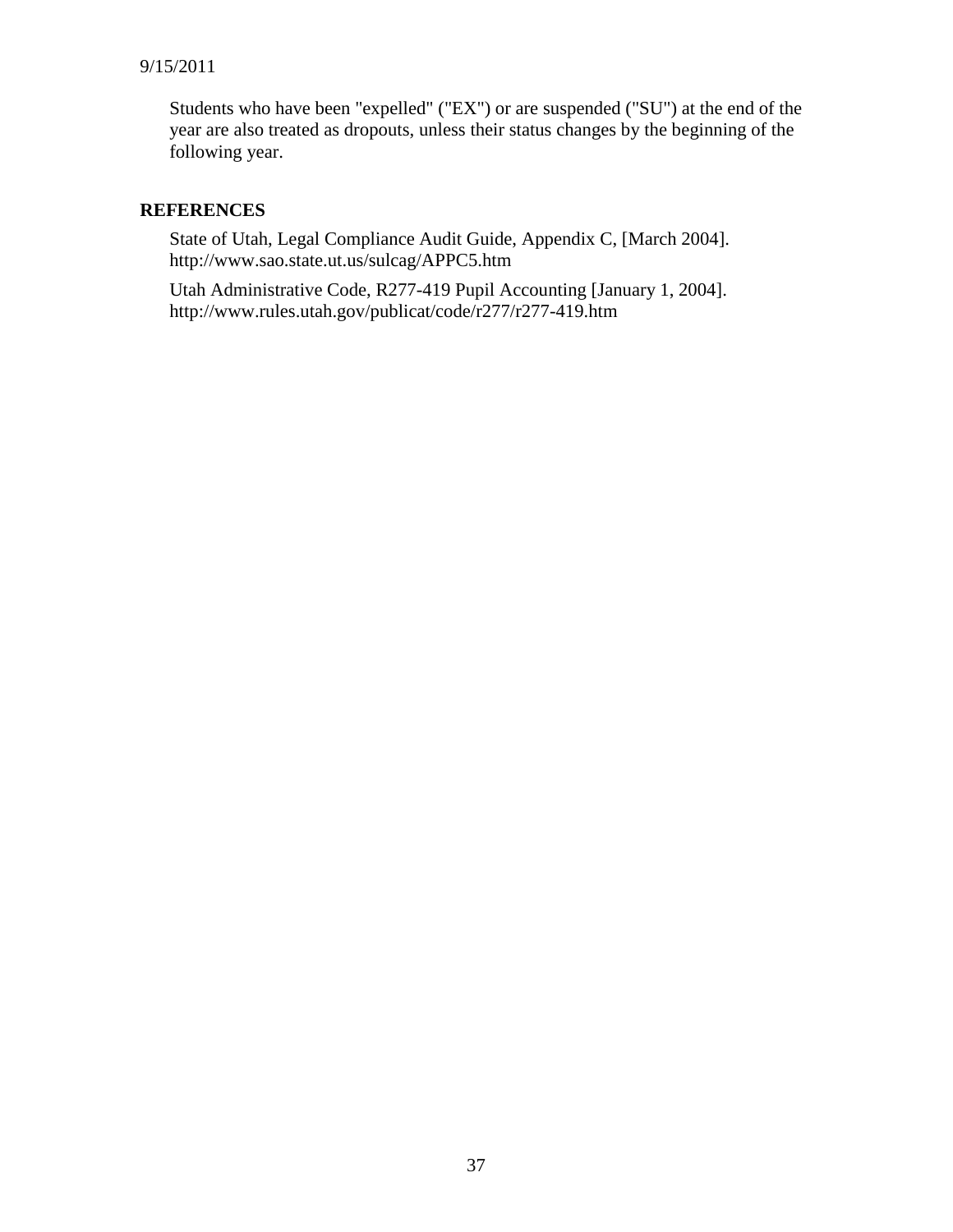Students who have been "expelled" ("EX") or are suspended ("SU") at the end of the year are also treated as dropouts, unless their status changes by the beginning of the following year.

**REFERENCES**

State of Utah, Legal Compliance Audit Guide, Appendix C, [March 2004]. http://www.sao.state.ut.us/sulcag/APPC5.htm

Utah Administrative Code, R277-419 Pupil Accounting [January 1, 2004]. http://www.rules.utah.gov/publicat/code/r277/r277-419.htm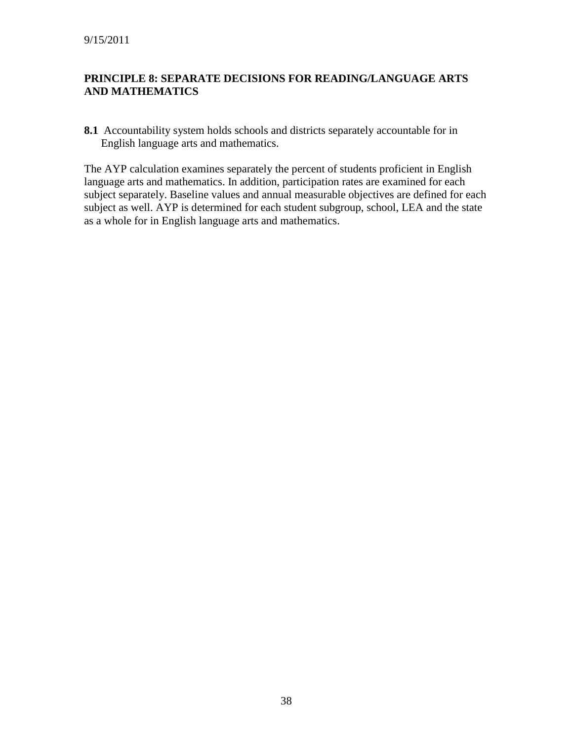## PRINCIPLE 8: SEPARATE DECISIONS FOR READING/LANGUAGE ARTS AND MATHEMATICS

**8.1** Accountability system holds schools and districts separately accountable for in English language arts and mathematics.

The AYP calculation examines separately the percent of students proficient in English language arts and mathematics. In addition, participation rates are examined for each subject separately. Baseline values and annual measurable objectives are defined for each subject as well. AYP is determined for each student subgroup, school, LEA and the state as a whole for in English language arts and mathematics.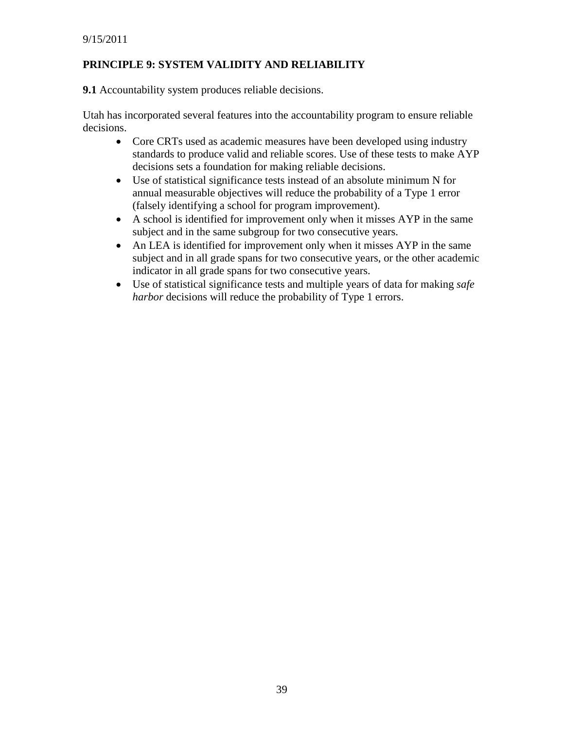## PRINCIPLE 9: SYSTEM VALIDITY AND RELIABILITY

**9.1** Accountability system produces reliable decisions.

Utah has incorporated several features into the accountability program to ensure reliable decisions.

- Core CRTs used as academic measures have been developed using industry standards to produce valid and reliable scores. Use of these tests to make AYP decisions sets a foundation for making reliable decisions.
- Use of statistical significance tests instead of an absolute minimum N for annual measurable objectives will reduce the probability of a Type 1 error (falsely identifying a school for program improvement).
- A school is identified for improvement only when it misses AYP in the same subject and in the same subgroup for two consecutive years.
- An LEA is identified for improvement only when it misses AYP in the same subject and in all grade spans for two consecutive years, or the other academic indicator in all grade spans for two consecutive years.
- Use of statistical significance tests and multiple years of data for making *safe harbor* decisions will reduce the probability of Type 1 errors.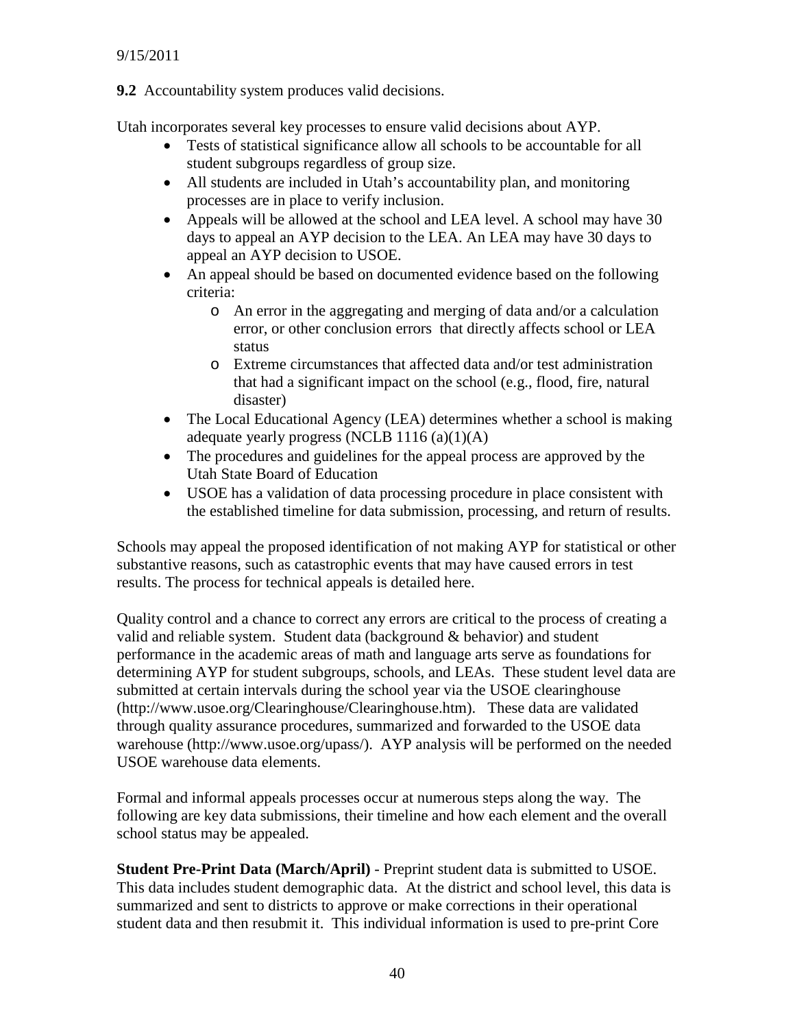9/15/2011

**9.2** Accountability system produces valid decisions.

Utah incorporates several key processes to ensure valid decisions about AYP.

- Tests of statistical significance allow all schools to be accountable for all student subgroups regardless of group size.
- All students are included in Utah's accountability plan, and monitoring processes are in place to verify inclusion.
- Appeals will be allowed at the school and LEA level. A school may have 30 days to appeal an AYP decision to the LEA. An LEA may have 30 days to appeal an AYP decision to USOE.
- An appeal should be based on documented evidence based on the following criteria:
    - An error in the aggregating and merging of data and/or a calculation error, or other conclusion errors that directly affects school or LEA status
    - Extreme circumstances that affected data and/or test administration that had a significant impact on the school (e.g., flood, fire, natural disaster)
- The Local Educational Agency (LEA) determines whether a school is making adequate yearly progress (NCLB 1116 (a)(1)(A)
- The procedures and guidelines for the appeal process are approved by the Utah State Board of Education
- USOE has a validation of data processing procedure in place consistent with the established timeline for data submission, processing, and return of results.

Schools may appeal the proposed identification of not making AYP for statistical or other substantive reasons, such as catastrophic events that may have caused errors in test results. The process for technical appeals is detailed here.

Quality control and a chance to correct any errors are critical to the process of creating a valid and reliable system. Student data (background & behavior) and student performance in the academic areas of math and language arts serve as foundations for determining AYP for student subgroups, schools, and LEAs. These student level data are submitted at certain intervals during the school year via the USOE clearinghouse (http://www.usoe.org/Clearinghouse/Clearinghouse.htm). These data are validated through quality assurance procedures, summarized and forwarded to the USOE data warehouse (http://www.usoe.org/upass/). AYP analysis will be performed on the needed USOE warehouse data elements.

Formal and informal appeals processes occur at numerous steps along the way. The following are key data submissions, their timeline and how each element and the overall school status may be appealed.

**Student Pre-Print Data (March/April)** - Preprint student data is submitted to USOE. This data includes student demographic data. At the district and school level, this data is summarized and sent to districts to approve or make corrections in their operational student data and then resubmit it. This individual information is used to pre-print Core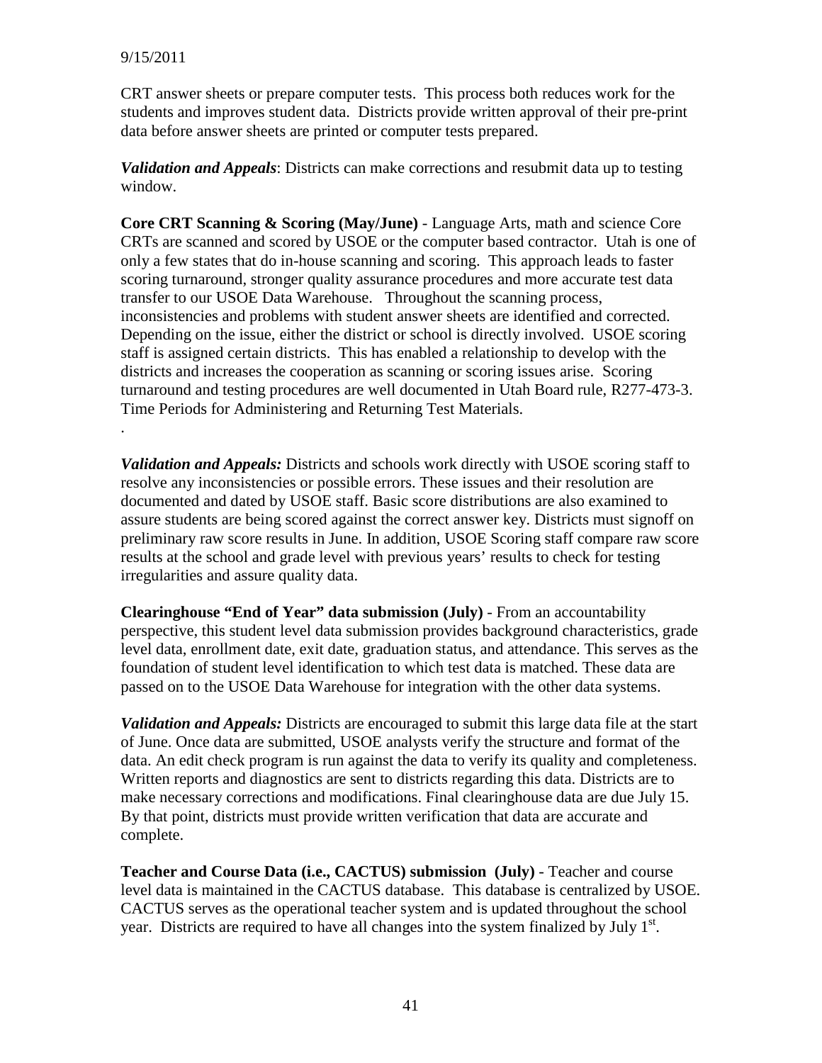CRT answer sheets or prepare computer tests. This process both reduces work for the students and improves student data. Districts provide written approval of their pre-print data before answer sheets are printed or computer tests prepared.

***Validation and Appeals***: Districts can make corrections and resubmit data up to testing window.

**Core CRT Scanning & Scoring (May/June)** - Language Arts, math and science Core CRTs are scanned and scored by USOE or the computer based contractor. Utah is one of only a few states that do in-house scanning and scoring. This approach leads to faster scoring turnaround, stronger quality assurance procedures and more accurate test data transfer to our USOE Data Warehouse. Throughout the scanning process, inconsistencies and problems with student answer sheets are identified and corrected. Depending on the issue, either the district or school is directly involved. USOE scoring staff is assigned certain districts. This has enabled a relationship to develop with the districts and increases the cooperation as scanning or scoring issues arise. Scoring turnaround and testing procedures are well documented in Utah Board rule, R277-473-3. Time Periods for Administering and Returning Test Materials.

.

***Validation and Appeals:*** Districts and schools work directly with USOE scoring staff to resolve any inconsistencies or possible errors. These issues and their resolution are documented and dated by USOE staff. Basic score distributions are also examined to assure students are being scored against the correct answer key. Districts must signoff on preliminary raw score results in June. In addition, USOE Scoring staff compare raw score results at the school and grade level with previous years' results to check for testing irregularities and assure quality data.

**Clearinghouse "End of Year" data submission (July)** - From an accountability perspective, this student level data submission provides background characteristics, grade level data, enrollment date, exit date, graduation status, and attendance. This serves as the foundation of student level identification to which test data is matched. These data are passed on to the USOE Data Warehouse for integration with the other data systems.

***Validation and Appeals:*** Districts are encouraged to submit this large data file at the start of June. Once data are submitted, USOE analysts verify the structure and format of the data. An edit check program is run against the data to verify its quality and completeness. Written reports and diagnostics are sent to districts regarding this data. Districts are to make necessary corrections and modifications. Final clearinghouse data are due July 15. By that point, districts must provide written verification that data are accurate and complete.

**Teacher and Course Data (i.e., CACTUS) submission (July)** - Teacher and course level data is maintained in the CACTUS database. This database is centralized by USOE. CACTUS serves as the operational teacher system and is updated throughout the school year. Districts are required to have all changes into the system finalized by July 1st.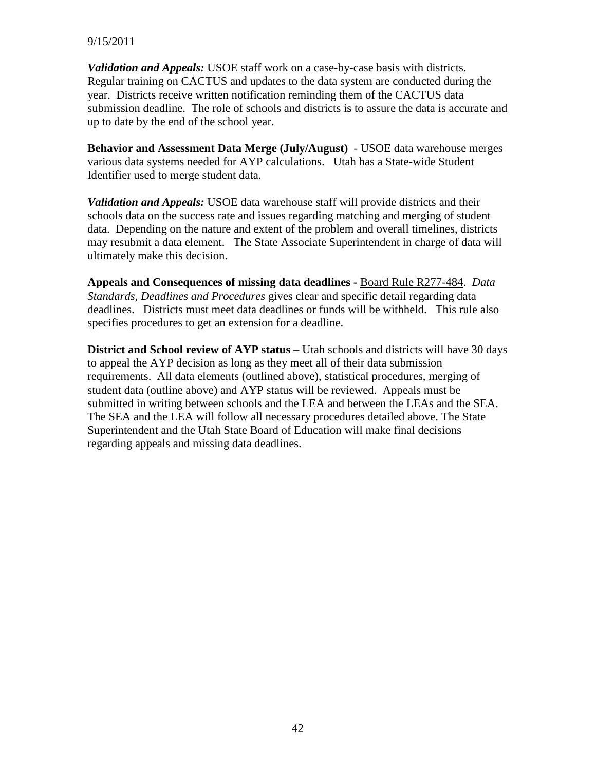9/15/2011

***Validation and Appeals:*** USOE staff work on a case-by-case basis with districts. Regular training on CACTUS and updates to the data system are conducted during the year. Districts receive written notification reminding them of the CACTUS data submission deadline. The role of schools and districts is to assure the data is accurate and up to date by the end of the school year.

**Behavior and Assessment Data Merge (July/August)** - USOE data warehouse merges various data systems needed for AYP calculations. Utah has a State-wide Student Identifier used to merge student data.

***Validation and Appeals:*** USOE data warehouse staff will provide districts and their schools data on the success rate and issues regarding matching and merging of student data. Depending on the nature and extent of the problem and overall timelines, districts may resubmit a data element. The State Associate Superintendent in charge of data will ultimately make this decision.

**Appeals and Consequences of missing data deadlines -** Board Rule R277-484. *Data Standards, Deadlines and Procedures* gives clear and specific detail regarding data deadlines. Districts must meet data deadlines or funds will be withheld. This rule also specifies procedures to get an extension for a deadline.

**District and School review of AYP status** – Utah schools and districts will have 30 days to appeal the AYP decision as long as they meet all of their data submission requirements. All data elements (outlined above), statistical procedures, merging of student data (outline above) and AYP status will be reviewed. Appeals must be submitted in writing between schools and the LEA and between the LEAs and the SEA. The SEA and the LEA will follow all necessary procedures detailed above. The State Superintendent and the Utah State Board of Education will make final decisions regarding appeals and missing data deadlines.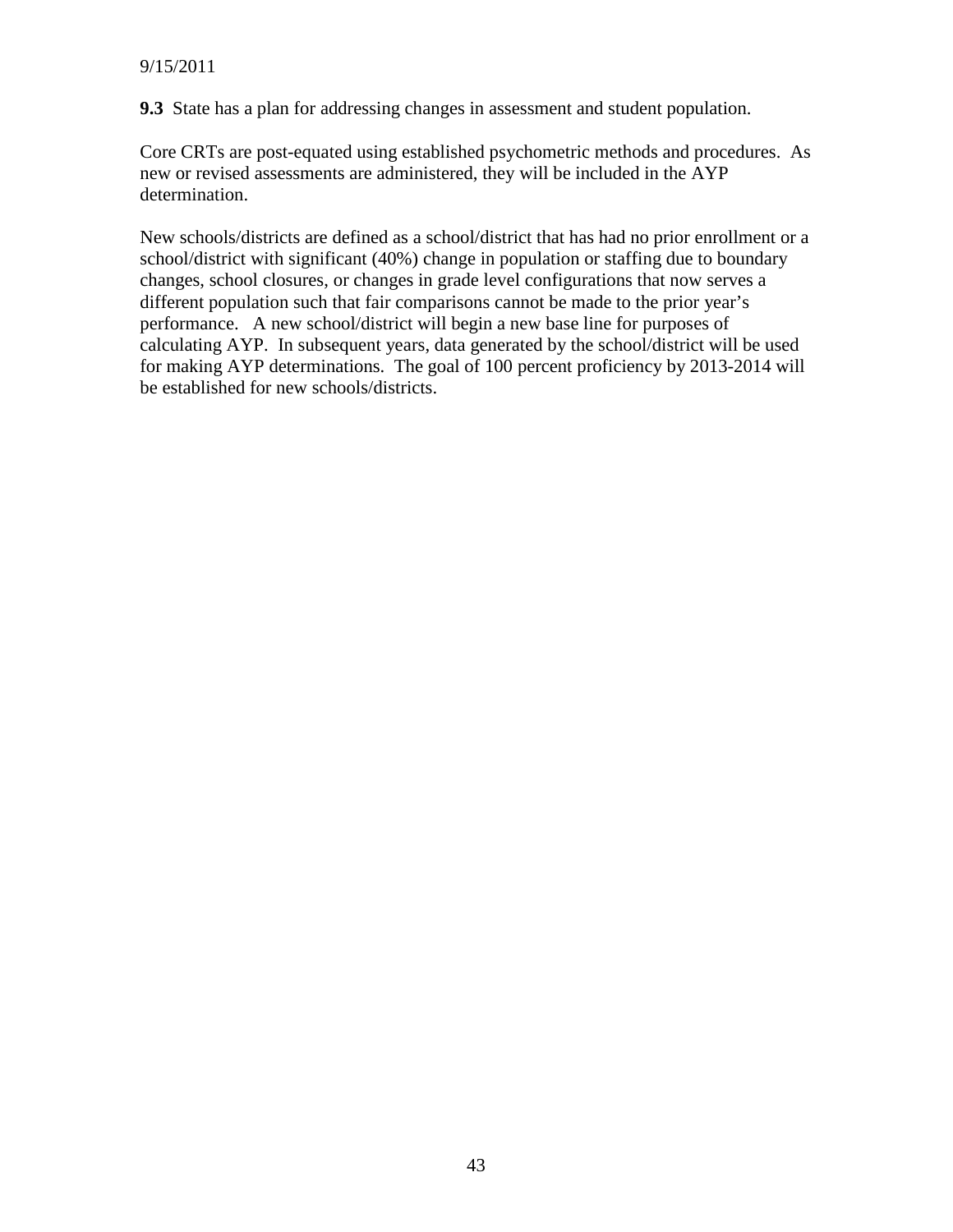9/15/2011

**9.3** State has a plan for addressing changes in assessment and student population.

Core CRTs are post-equated using established psychometric methods and procedures. As new or revised assessments are administered, they will be included in the AYP determination.

New schools/districts are defined as a school/district that has had no prior enrollment or a school/district with significant (40%) change in population or staffing due to boundary changes, school closures, or changes in grade level configurations that now serves a different population such that fair comparisons cannot be made to the prior year's performance. A new school/district will begin a new base line for purposes of calculating AYP. In subsequent years, data generated by the school/district will be used for making AYP determinations. The goal of 100 percent proficiency by 2013-2014 will be established for new schools/districts.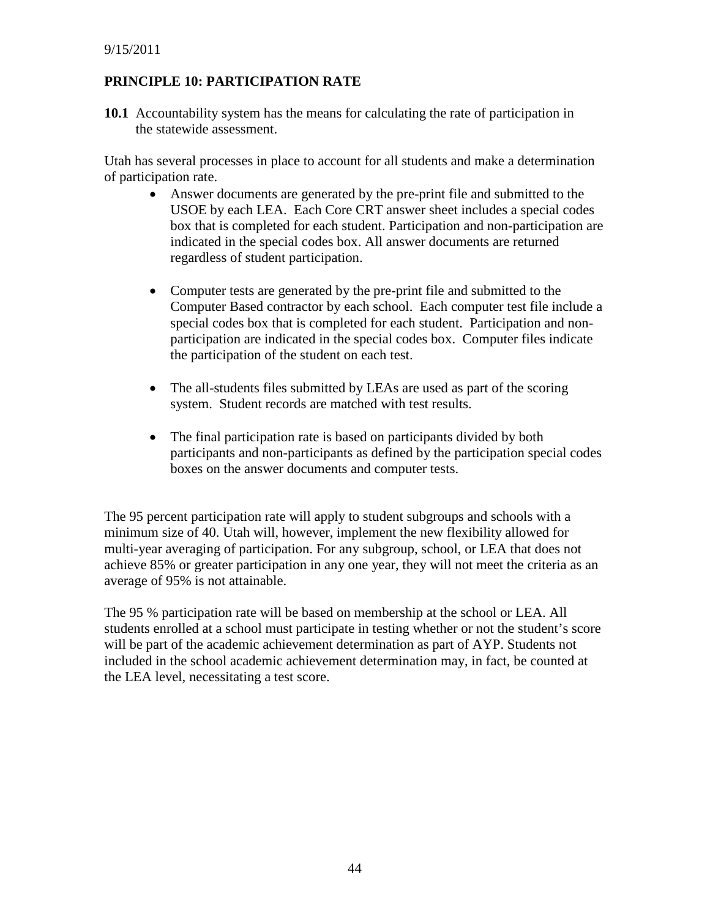9/15/2011

## PRINCIPLE 10: PARTICIPATION RATE

**10.1** Accountability system has the means for calculating the rate of participation in the statewide assessment.

Utah has several processes in place to account for all students and make a determination of participation rate.

- Answer documents are generated by the pre-print file and submitted to the USOE by each LEA. Each Core CRT answer sheet includes a special codes box that is completed for each student. Participation and non-participation are indicated in the special codes box. All answer documents are returned regardless of student participation.

- Computer tests are generated by the pre-print file and submitted to the Computer Based contractor by each school. Each computer test file include a special codes box that is completed for each student. Participation and non-participation are indicated in the special codes box. Computer files indicate the participation of the student on each test.

- The all-students files submitted by LEAs are used as part of the scoring system. Student records are matched with test results.

- The final participation rate is based on participants divided by both participants and non-participants as defined by the participation special codes boxes on the answer documents and computer tests.

The 95 percent participation rate will apply to student subgroups and schools with a minimum size of 40. Utah will, however, implement the new flexibility allowed for multi-year averaging of participation. For any subgroup, school, or LEA that does not achieve 85% or greater participation in any one year, they will not meet the criteria as an average of 95% is not attainable.

The 95 % participation rate will be based on membership at the school or LEA. All students enrolled at a school must participate in testing whether or not the student's score will be part of the academic achievement determination as part of AYP. Students not included in the school academic achievement determination may, in fact, be counted at the LEA level, necessitating a test score.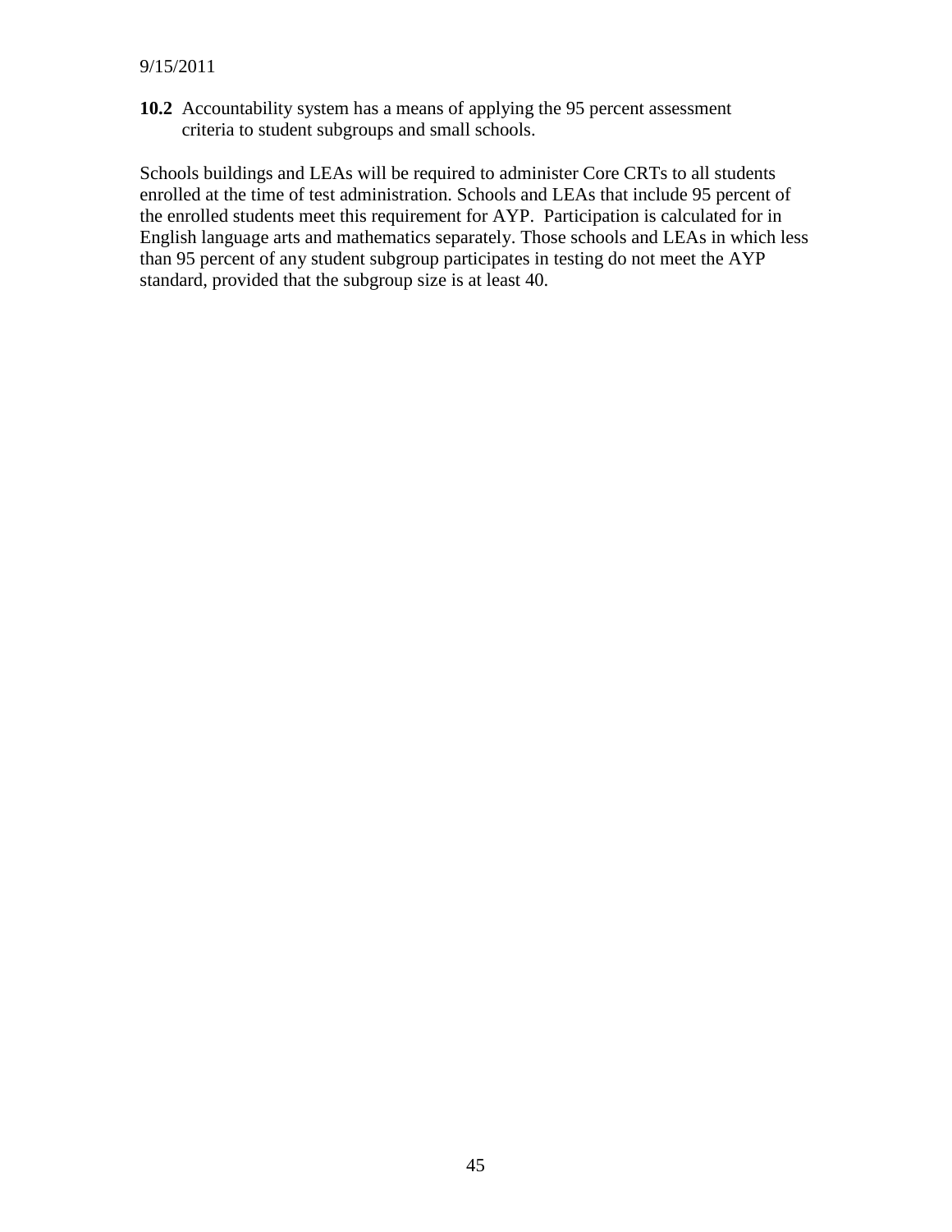**10.2** Accountability system has a means of applying the 95 percent assessment criteria to student subgroups and small schools.

Schools buildings and LEAs will be required to administer Core CRTs to all students enrolled at the time of test administration. Schools and LEAs that include 95 percent of the enrolled students meet this requirement for AYP. Participation is calculated for in English language arts and mathematics separately. Those schools and LEAs in which less than 95 percent of any student subgroup participates in testing do not meet the AYP standard, provided that the subgroup size is at least 40.